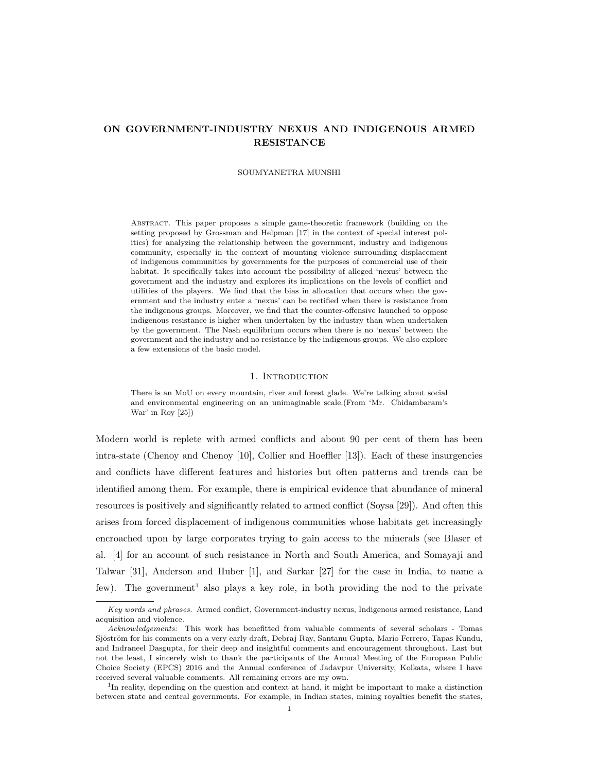# ON GOVERNMENT-INDUSTRY NEXUS AND INDIGENOUS ARMED RESISTANCE

SOUMYANETRA MUNSHI

Abstract. This paper proposes a simple game-theoretic framework (building on the setting proposed by Grossman and Helpman [17] in the context of special interest politics) for analyzing the relationship between the government, industry and indigenous community, especially in the context of mounting violence surrounding displacement of indigenous communities by governments for the purposes of commercial use of their habitat. It specifically takes into account the possibility of alleged 'nexus' between the government and the industry and explores its implications on the levels of conflict and utilities of the players. We find that the bias in allocation that occurs when the government and the industry enter a 'nexus' can be rectified when there is resistance from the indigenous groups. Moreover, we find that the counter-offensive launched to oppose indigenous resistance is higher when undertaken by the industry than when undertaken by the government. The Nash equilibrium occurs when there is no 'nexus' between the government and the industry and no resistance by the indigenous groups. We also explore a few extensions of the basic model.

## 1. Introduction

> There is an MoU on every mountain, river and forest glade. We're talking about social and environmental engineering on an unimaginable scale.(From 'Mr. Chidambaram's War' in Roy [25])

Modern world is replete with armed conflicts and about 90 per cent of them has been intra-state (Chenoy and Chenoy [10], Collier and Hoeffler [13]). Each of these insurgencies and conflicts have different features and histories but often patterns and trends can be identified among them. For example, there is empirical evidence that abundance of mineral resources is positively and significantly related to armed conflict (Soysa [29]). And often this arises from forced displacement of indigenous communities whose habitats get increasingly encroached upon by large corporates trying to gain access to the minerals (see Blaser et al. [4] for an account of such resistance in North and South America, and Somayaji and Talwar [31], Anderson and Huber [1], and Sarkar [27] for the case in India, to name a few). The government[1] also plays a key role, in both providing the nod to the private

---

*Key words and phrases.* Armed conflict, Government-industry nexus, Indigenous armed resistance, Land acquisition and violence.

*Acknowledgements:* This work has benefitted from valuable comments of several scholars - Tomas Sjöström for his comments on a very early draft, Debraj Ray, Santanu Gupta, Mario Ferrero, Tapas Kundu, and Indraneel Dasgupta, for their deep and insightful comments and encouragement throughout. Last but not the least, I sincerely wish to thank the participants of the Annual Meeting of the European Public Choice Society (EPCS) 2016 and the Annual conference of Jadavpur University, Kolkata, where I have received several valuable comments. All remaining errors are my own.

[1] In reality, depending on the question and context at hand, it might be important to make a distinction between state and central governments. For example, in Indian states, mining royalties benefit the states,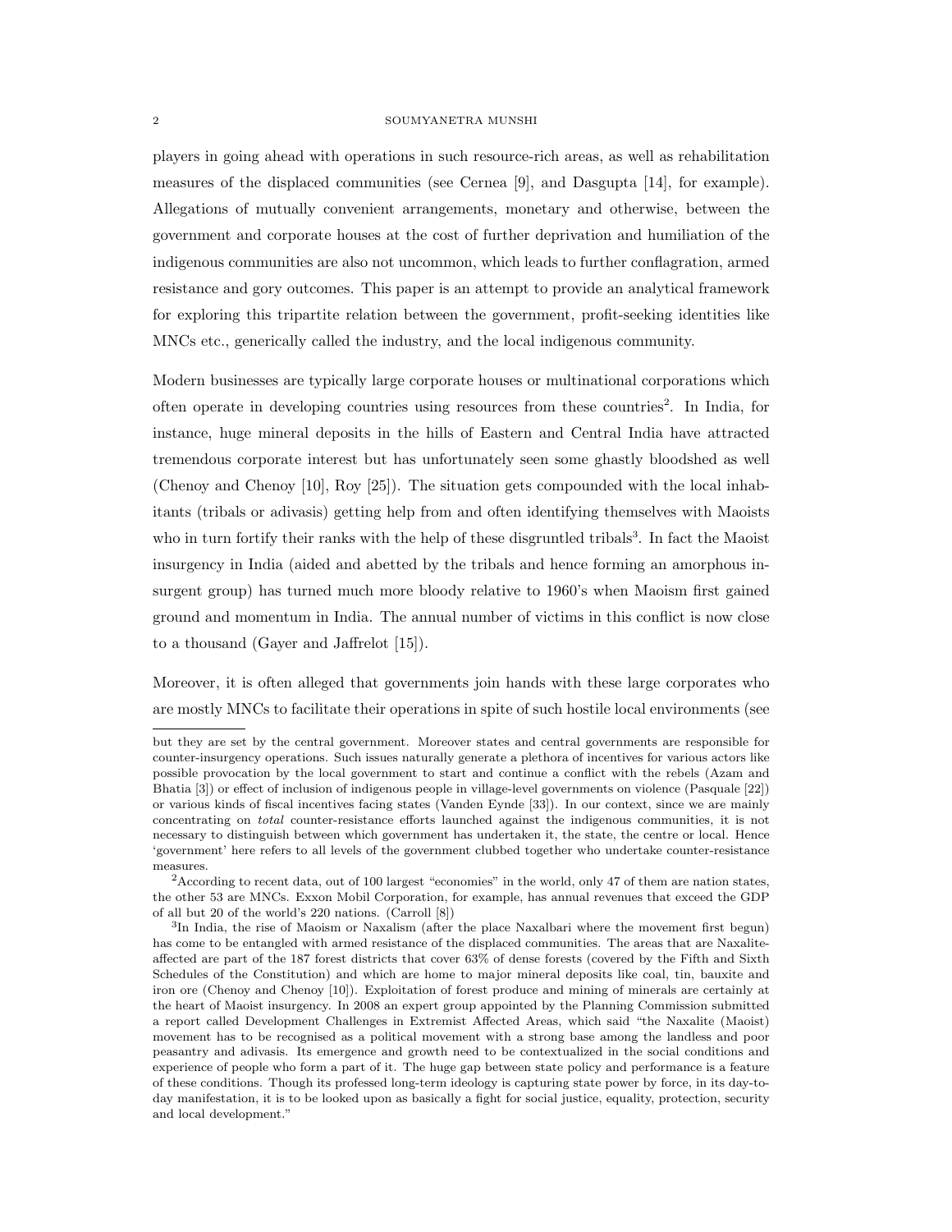players in going ahead with operations in such resource-rich areas, as well as rehabilitation measures of the displaced communities (see Cernea [9], and Dasgupta [14], for example). Allegations of mutually convenient arrangements, monetary and otherwise, between the government and corporate houses at the cost of further deprivation and humiliation of the indigenous communities are also not uncommon, which leads to further conflagration, armed resistance and gory outcomes. This paper is an attempt to provide an analytical framework for exploring this tripartite relation between the government, profit-seeking identities like MNCs etc., generically called the industry, and the local indigenous community.

Modern businesses are typically large corporate houses or multinational corporations which often operate in developing countries using resources from these countries[2]. In India, for instance, huge mineral deposits in the hills of Eastern and Central India have attracted tremendous corporate interest but has unfortunately seen some ghastly bloodshed as well (Chenoy and Chenoy [10], Roy [25]). The situation gets compounded with the local inhabitants (tribals or adivasis) getting help from and often identifying themselves with Maoists who in turn fortify their ranks with the help of these disgruntled tribals[3]. In fact the Maoist insurgency in India (aided and abetted by the tribals and hence forming an amorphous insurgent group) has turned much more bloody relative to 1960's when Maoism first gained ground and momentum in India. The annual number of victims in this conflict is now close to a thousand (Gayer and Jaffrelot [15]).

Moreover, it is often alleged that governments join hands with these large corporates who are mostly MNCs to facilitate their operations in spite of such hostile local environments (see

---

but they are set by the central government. Moreover states and central governments are responsible for counter-insurgency operations. Such issues naturally generate a plethora of incentives for various actors like possible provocation by the local government to start and continue a conflict with the rebels (Azam and Bhatia [3]) or effect of inclusion of indigenous people in village-level governments on violence (Pasquale [22]) or various kinds of fiscal incentives facing states (Vanden Eynde [33]). In our context, since we are mainly concentrating on *total* counter-resistance efforts launched against the indigenous communities, it is not necessary to distinguish between which government has undertaken it, the state, the centre or local. Hence 'government' here refers to all levels of the government clubbed together who undertake counter-resistance measures.

[2]According to recent data, out of 100 largest "economies" in the world, only 47 of them are nation states, the other 53 are MNCs. Exxon Mobil Corporation, for example, has annual revenues that exceed the GDP of all but 20 of the world's 220 nations. (Carroll [8])

[3]In India, the rise of Maoism or Naxalism (after the place Naxalbari where the movement first begun) has come to be entangled with armed resistance of the displaced communities. The areas that are Naxalite-affected are part of the 187 forest districts that cover 63% of dense forests (covered by the Fifth and Sixth Schedules of the Constitution) and which are home to major mineral deposits like coal, tin, bauxite and iron ore (Chenoy and Chenoy [10]). Exploitation of forest produce and mining of minerals are certainly at the heart of Maoist insurgency. In 2008 an expert group appointed by the Planning Commission submitted a report called Development Challenges in Extremist Affected Areas, which said "the Naxalite (Maoist) movement has to be recognised as a political movement with a strong base among the landless and poor peasantry and adivasis. Its emergence and growth need to be contextualized in the social conditions and experience of people who form a part of it. The huge gap between state policy and performance is a feature of these conditions. Though its professed long-term ideology is capturing state power by force, in its day-to-day manifestation, it is to be looked upon as basically a fight for social justice, equality, protection, security and local development."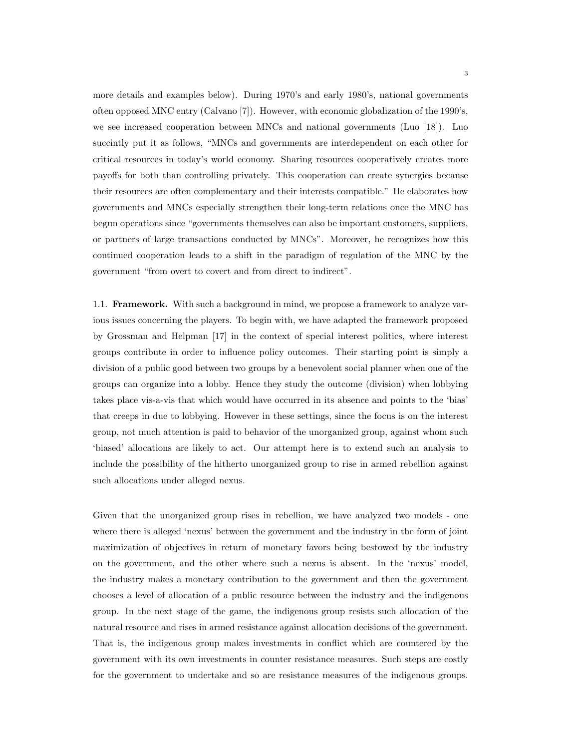more details and examples below). During 1970's and early 1980's, national governments often opposed MNC entry (Calvano [7]). However, with economic globalization of the 1990's, we see increased cooperation between MNCs and national governments (Luo [18]). Luo succintly put it as follows, "MNCs and governments are interdependent on each other for critical resources in today's world economy. Sharing resources cooperatively creates more payoffs for both than controlling privately. This cooperation can create synergies because their resources are often complementary and their interests compatible." He elaborates how governments and MNCs especially strengthen their long-term relations once the MNC has begun operations since "governments themselves can also be important customers, suppliers, or partners of large transactions conducted by MNCs". Moreover, he recognizes how this continued cooperation leads to a shift in the paradigm of regulation of the MNC by the government "from overt to covert and from direct to indirect".

1.1. **Framework.** With such a background in mind, we propose a framework to analyze various issues concerning the players. To begin with, we have adapted the framework proposed by Grossman and Helpman [17] in the context of special interest politics, where interest groups contribute in order to influence policy outcomes. Their starting point is simply a division of a public good between two groups by a benevolent social planner when one of the groups can organize into a lobby. Hence they study the outcome (division) when lobbying takes place vis-a-vis that which would have occurred in its absence and points to the 'bias' that creeps in due to lobbying. However in these settings, since the focus is on the interest group, not much attention is paid to behavior of the unorganized group, against whom such 'biased' allocations are likely to act. Our attempt here is to extend such an analysis to include the possibility of the hitherto unorganized group to rise in armed rebellion against such allocations under alleged nexus.

Given that the unorganized group rises in rebellion, we have analyzed two models - one where there is alleged 'nexus' between the government and the industry in the form of joint maximization of objectives in return of monetary favors being bestowed by the industry on the government, and the other where such a nexus is absent. In the 'nexus' model, the industry makes a monetary contribution to the government and then the government chooses a level of allocation of a public resource between the industry and the indigenous group. In the next stage of the game, the indigenous group resists such allocation of the natural resource and rises in armed resistance against allocation decisions of the government. That is, the indigenous group makes investments in conflict which are countered by the government with its own investments in counter resistance measures. Such steps are costly for the government to undertake and so are resistance measures of the indigenous groups.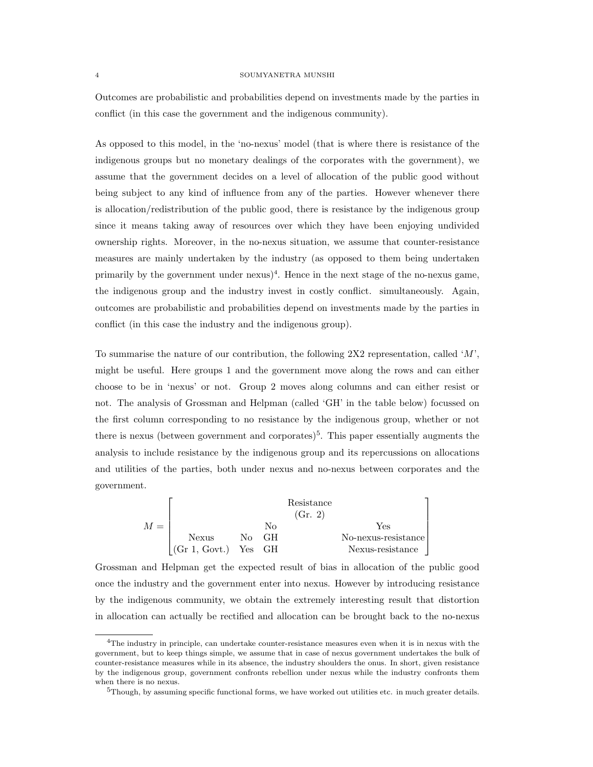Outcomes are probabilistic and probabilities depend on investments made by the parties in conflict (in this case the government and the indigenous community).

As opposed to this model, in the 'no-nexus' model (that is where there is resistance of the indigenous groups but no monetary dealings of the corporates with the government), we assume that the government decides on a level of allocation of the public good without being subject to any kind of influence from any of the parties. However whenever there is allocation/redistribution of the public good, there is resistance by the indigenous group since it means taking away of resources over which they have been enjoying undivided ownership rights. Moreover, in the no-nexus situation, we assume that counter-resistance measures are mainly undertaken by the industry (as opposed to them being undertaken primarily by the government under nexus)[4]. Hence in the next stage of the no-nexus game, the indigenous group and the industry invest in costly conflict. simultaneously. Again, outcomes are probabilistic and probabilities depend on investments made by the parties in conflict (in this case the industry and the indigenous group).

To summarise the nature of our contribution, the following 2X2 representation, called '$M$', might be useful. Here groups 1 and the government move along the rows and can either choose to be in 'nexus' or not. Group 2 moves along columns and can either resist or not. The analysis of Grossman and Helpman (called 'GH' in the table below) focussed on the first column corresponding to no resistance by the indigenous group, whether or not there is nexus (between government and corporates)[5]. This paper essentially augments the analysis to include resistance by the indigenous group and its repercussions on allocations and utilities of the parties, both under nexus and no-nexus between corporates and the government.

$$M = \begin{bmatrix} & & & \text{Resistance} & \\ & & & \text{(Gr. 2)} & \\ & & \text{No} & & \text{Yes} \\ \text{Nexus} & \text{No} & \text{GH} & & \text{No-nexus-resistance} \\ \text{(Gr 1, Govt.)} & \text{Yes} & \text{GH} & & \text{Nexus-resistance} \end{bmatrix}$$

Grossman and Helpman get the expected result of bias in allocation of the public good once the industry and the government enter into nexus. However by introducing resistance by the indigenous community, we obtain the extremely interesting result that distortion in allocation can actually be rectified and allocation can be brought back to the no-nexus

[4]The industry in principle, can undertake counter-resistance measures even when it is in nexus with the government, but to keep things simple, we assume that in case of nexus government undertakes the bulk of counter-resistance measures while in its absence, the industry shoulders the onus. In short, given resistance by the indigenous group, government confronts rebellion under nexus while the industry confronts them when there is no nexus.

[5]Though, by assuming specific functional forms, we have worked out utilities etc. in much greater details.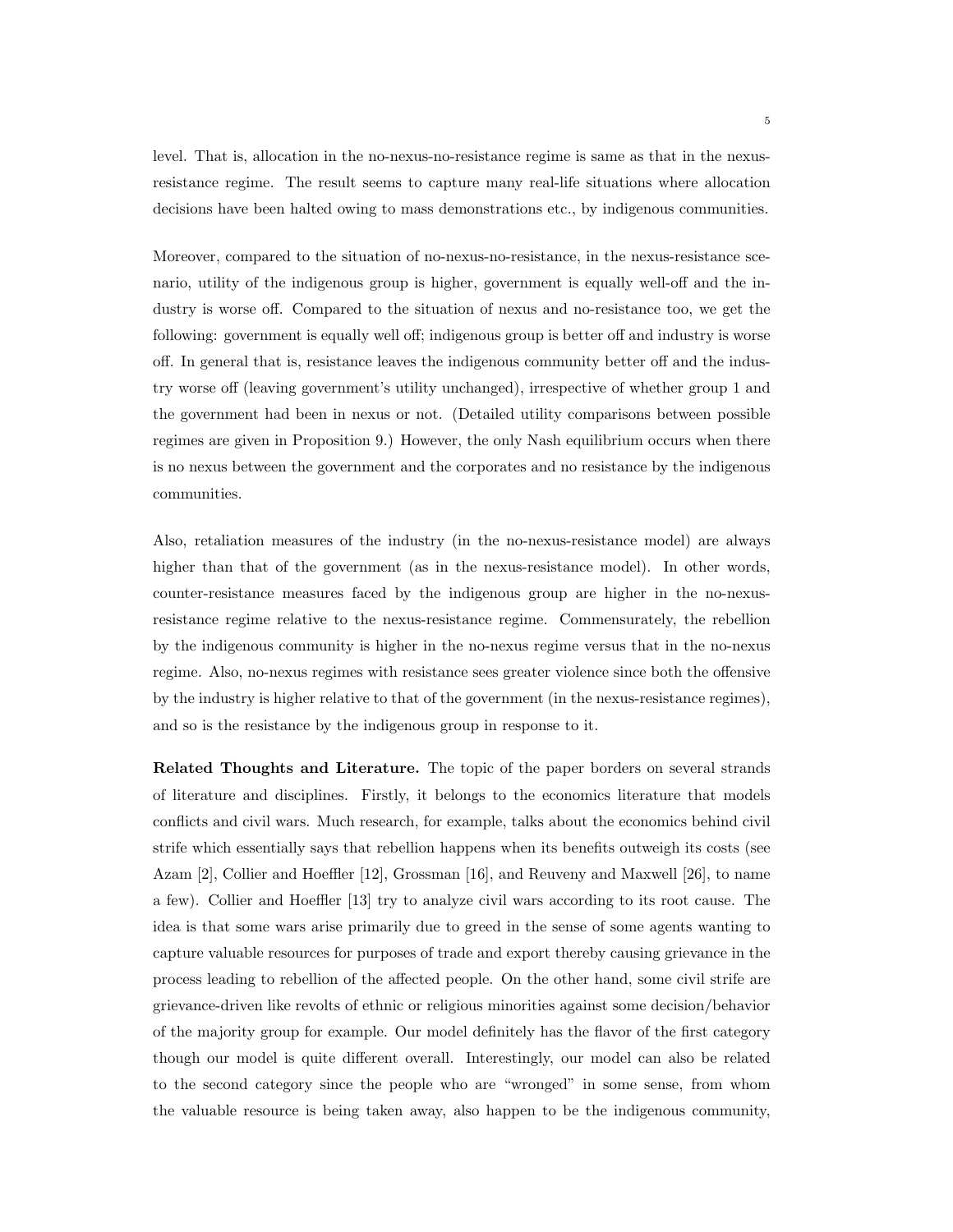level. That is, allocation in the no-nexus-no-resistance regime is same as that in the nexus-resistance regime. The result seems to capture many real-life situations where allocation decisions have been halted owing to mass demonstrations etc., by indigenous communities.

Moreover, compared to the situation of no-nexus-no-resistance, in the nexus-resistance scenario, utility of the indigenous group is higher, government is equally well-off and the industry is worse off. Compared to the situation of nexus and no-resistance too, we get the following: government is equally well off; indigenous group is better off and industry is worse off. In general that is, resistance leaves the indigenous community better off and the industry worse off (leaving government's utility unchanged), irrespective of whether group 1 and the government had been in nexus or not. (Detailed utility comparisons between possible regimes are given in Proposition 9.) However, the only Nash equilibrium occurs when there is no nexus between the government and the corporates and no resistance by the indigenous communities.

Also, retaliation measures of the industry (in the no-nexus-resistance model) are always higher than that of the government (as in the nexus-resistance model). In other words, counter-resistance measures faced by the indigenous group are higher in the no-nexus-resistance regime relative to the nexus-resistance regime. Commensurately, the rebellion by the indigenous community is higher in the no-nexus regime versus that in the no-nexus regime. Also, no-nexus regimes with resistance sees greater violence since both the offensive by the industry is higher relative to that of the government (in the nexus-resistance regimes), and so is the resistance by the indigenous group in response to it.

**Related Thoughts and Literature.** The topic of the paper borders on several strands of literature and disciplines. Firstly, it belongs to the economics literature that models conflicts and civil wars. Much research, for example, talks about the economics behind civil strife which essentially says that rebellion happens when its benefits outweigh its costs (see Azam [2], Collier and Hoeffler [12], Grossman [16], and Reuveny and Maxwell [26], to name a few). Collier and Hoeffler [13] try to analyze civil wars according to its root cause. The idea is that some wars arise primarily due to greed in the sense of some agents wanting to capture valuable resources for purposes of trade and export thereby causing grievance in the process leading to rebellion of the affected people. On the other hand, some civil strife are grievance-driven like revolts of ethnic or religious minorities against some decision/behavior of the majority group for example. Our model definitely has the flavor of the first category though our model is quite different overall. Interestingly, our model can also be related to the second category since the people who are "wronged" in some sense, from whom the valuable resource is being taken away, also happen to be the indigenous community,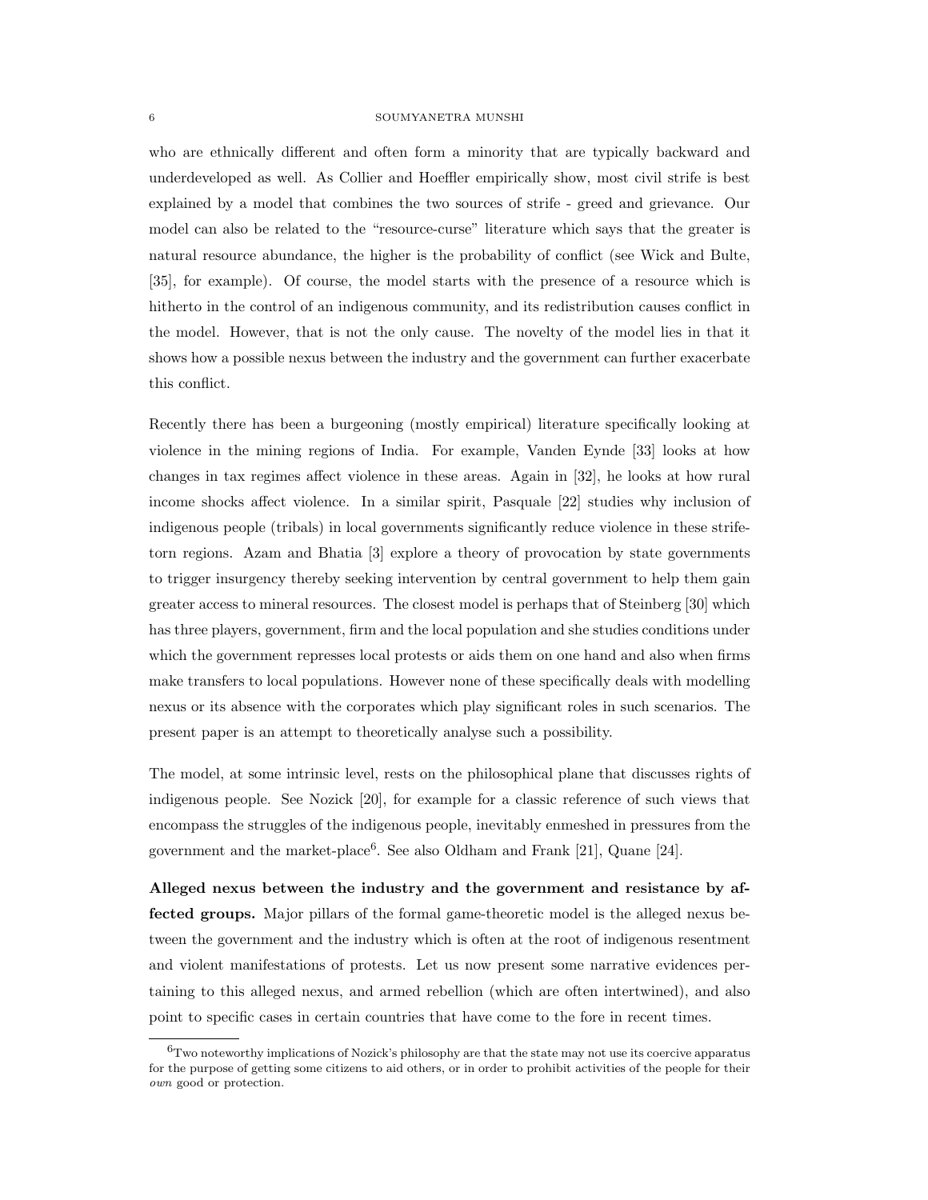who are ethnically different and often form a minority that are typically backward and underdeveloped as well. As Collier and Hoeffler empirically show, most civil strife is best explained by a model that combines the two sources of strife - greed and grievance. Our model can also be related to the "resource-curse" literature which says that the greater is natural resource abundance, the higher is the probability of conflict (see Wick and Bulte, [35], for example). Of course, the model starts with the presence of a resource which is hitherto in the control of an indigenous community, and its redistribution causes conflict in the model. However, that is not the only cause. The novelty of the model lies in that it shows how a possible nexus between the industry and the government can further exacerbate this conflict.

Recently there has been a burgeoning (mostly empirical) literature specifically looking at violence in the mining regions of India. For example, Vanden Eynde [33] looks at how changes in tax regimes affect violence in these areas. Again in [32], he looks at how rural income shocks affect violence. In a similar spirit, Pasquale [22] studies why inclusion of indigenous people (tribals) in local governments significantly reduce violence in these strife-torn regions. Azam and Bhatia [3] explore a theory of provocation by state governments to trigger insurgency thereby seeking intervention by central government to help them gain greater access to mineral resources. The closest model is perhaps that of Steinberg [30] which has three players, government, firm and the local population and she studies conditions under which the government represses local protests or aids them on one hand and also when firms make transfers to local populations. However none of these specifically deals with modelling nexus or its absence with the corporates which play significant roles in such scenarios. The present paper is an attempt to theoretically analyse such a possibility.

The model, at some intrinsic level, rests on the philosophical plane that discusses rights of indigenous people. See Nozick [20], for example for a classic reference of such views that encompass the struggles of the indigenous people, inevitably enmeshed in pressures from the government and the market-place[6]. See also Oldham and Frank [21], Quane [24].

**Alleged nexus between the industry and the government and resistance by affected groups.** Major pillars of the formal game-theoretic model is the alleged nexus between the government and the industry which is often at the root of indigenous resentment and violent manifestations of protests. Let us now present some narrative evidences pertaining to this alleged nexus, and armed rebellion (which are often intertwined), and also point to specific cases in certain countries that have come to the fore in recent times.

[6] Two noteworthy implications of Nozick's philosophy are that the state may not use its coercive apparatus for the purpose of getting some citizens to aid others, or in order to prohibit activities of the people for their *own* good or protection.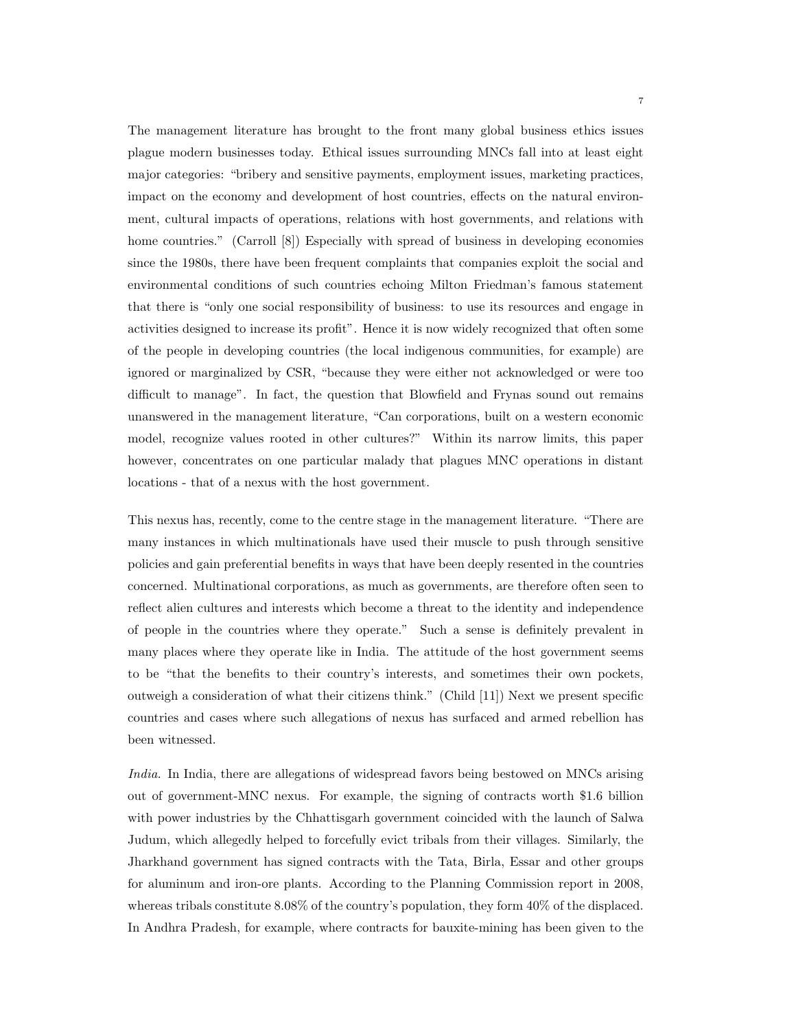The management literature has brought to the front many global business ethics issues plague modern businesses today. Ethical issues surrounding MNCs fall into at least eight major categories: "bribery and sensitive payments, employment issues, marketing practices, impact on the economy and development of host countries, effects on the natural environment, cultural impacts of operations, relations with host governments, and relations with home countries." (Carroll [8]) Especially with spread of business in developing economies since the 1980s, there have been frequent complaints that companies exploit the social and environmental conditions of such countries echoing Milton Friedman's famous statement that there is "only one social responsibility of business: to use its resources and engage in activities designed to increase its profit". Hence it is now widely recognized that often some of the people in developing countries (the local indigenous communities, for example) are ignored or marginalized by CSR, "because they were either not acknowledged or were too difficult to manage". In fact, the question that Blowfield and Frynas sound out remains unanswered in the management literature, "Can corporations, built on a western economic model, recognize values rooted in other cultures?" Within its narrow limits, this paper however, concentrates on one particular malady that plagues MNC operations in distant locations - that of a nexus with the host government.

This nexus has, recently, come to the centre stage in the management literature. "There are many instances in which multinationals have used their muscle to push through sensitive policies and gain preferential benefits in ways that have been deeply resented in the countries concerned. Multinational corporations, as much as governments, are therefore often seen to reflect alien cultures and interests which become a threat to the identity and independence of people in the countries where they operate." Such a sense is definitely prevalent in many places where they operate like in India. The attitude of the host government seems to be "that the benefits to their country's interests, and sometimes their own pockets, outweigh a consideration of what their citizens think." (Child [11]) Next we present specific countries and cases where such allegations of nexus has surfaced and armed rebellion has been witnessed.

*India.* In India, there are allegations of widespread favors being bestowed on MNCs arising out of government-MNC nexus. For example, the signing of contracts worth \$1.6 billion with power industries by the Chhattisgarh government coincided with the launch of Salwa Judum, which allegedly helped to forcefully evict tribals from their villages. Similarly, the Jharkhand government has signed contracts with the Tata, Birla, Essar and other groups for aluminum and iron-ore plants. According to the Planning Commission report in 2008, whereas tribals constitute 8.08% of the country's population, they form 40% of the displaced. In Andhra Pradesh, for example, where contracts for bauxite-mining has been given to the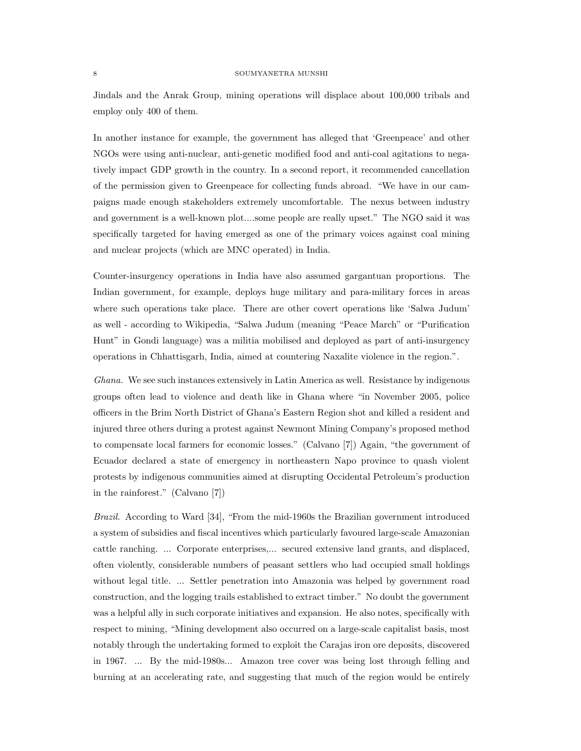Jindals and the Anrak Group, mining operations will displace about 100,000 tribals and employ only 400 of them.

In another instance for example, the government has alleged that 'Greenpeace' and other NGOs were using anti-nuclear, anti-genetic modified food and anti-coal agitations to negatively impact GDP growth in the country. In a second report, it recommended cancellation of the permission given to Greenpeace for collecting funds abroad. "We have in our campaigns made enough stakeholders extremely uncomfortable. The nexus between industry and government is a well-known plot....some people are really upset." The NGO said it was specifically targeted for having emerged as one of the primary voices against coal mining and nuclear projects (which are MNC operated) in India.

Counter-insurgency operations in India have also assumed gargantuan proportions. The Indian government, for example, deploys huge military and para-military forces in areas where such operations take place. There are other covert operations like 'Salwa Judum' as well - according to Wikipedia, "Salwa Judum (meaning "Peace March" or "Purification Hunt" in Gondi language) was a militia mobilised and deployed as part of anti-insurgency operations in Chhattisgarh, India, aimed at countering Naxalite violence in the region.".

*Ghana.* We see such instances extensively in Latin America as well. Resistance by indigenous groups often lead to violence and death like in Ghana where "in November 2005, police officers in the Brim North District of Ghana's Eastern Region shot and killed a resident and injured three others during a protest against Newmont Mining Company's proposed method to compensate local farmers for economic losses." (Calvano [7]) Again, "the government of Ecuador declared a state of emergency in northeastern Napo province to quash violent protests by indigenous communities aimed at disrupting Occidental Petroleum's production in the rainforest." (Calvano [7])

*Brazil.* According to Ward [34], "From the mid-1960s the Brazilian government introduced a system of subsidies and fiscal incentives which particularly favoured large-scale Amazonian cattle ranching. ... Corporate enterprises,... secured extensive land grants, and displaced, often violently, considerable numbers of peasant settlers who had occupied small holdings without legal title. ... Settler penetration into Amazonia was helped by government road construction, and the logging trails established to extract timber." No doubt the government was a helpful ally in such corporate initiatives and expansion. He also notes, specifically with respect to mining, "Mining development also occurred on a large-scale capitalist basis, most notably through the undertaking formed to exploit the Carajas iron ore deposits, discovered in 1967. ... By the mid-1980s... Amazon tree cover was being lost through felling and burning at an accelerating rate, and suggesting that much of the region would be entirely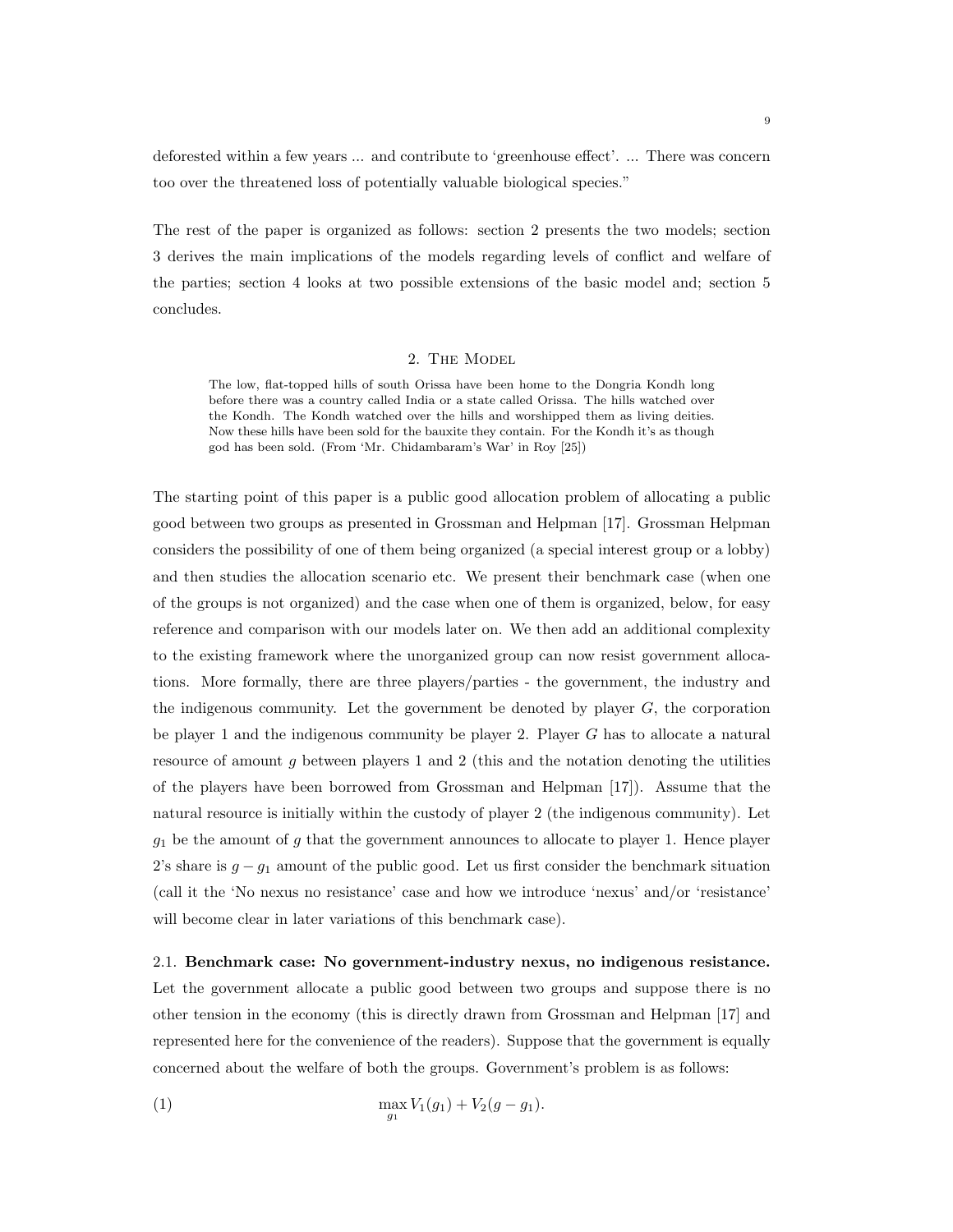deforested within a few years ... and contribute to 'greenhouse effect'. ... There was concern too over the threatened loss of potentially valuable biological species."

The rest of the paper is organized as follows: section 2 presents the two models; section 3 derives the main implications of the models regarding levels of conflict and welfare of the parties; section 4 looks at two possible extensions of the basic model and; section 5 concludes.

## 2. The Model

> The low, flat-topped hills of south Orissa have been home to the Dongria Kondh long before there was a country called India or a state called Orissa. The hills watched over the Kondh. The Kondh watched over the hills and worshipped them as living deities. Now these hills have been sold for the bauxite they contain. For the Kondh it's as though god has been sold. (From 'Mr. Chidambaram's War' in Roy [25])

The starting point of this paper is a public good allocation problem of allocating a public good between two groups as presented in Grossman and Helpman [17]. Grossman Helpman considers the possibility of one of them being organized (a special interest group or a lobby) and then studies the allocation scenario etc. We present their benchmark case (when one of the groups is not organized) and the case when one of them is organized, below, for easy reference and comparison with our models later on. We then add an additional complexity to the existing framework where the unorganized group can now resist government allocations. More formally, there are three players/parties - the government, the industry and the indigenous community. Let the government be denoted by player $G$, the corporation be player 1 and the indigenous community be player 2. Player $G$ has to allocate a natural resource of amount $g$ between players 1 and 2 (this and the notation denoting the utilities of the players have been borrowed from Grossman and Helpman [17]). Assume that the natural resource is initially within the custody of player 2 (the indigenous community). Let $g_1$ be the amount of $g$ that the government announces to allocate to player 1. Hence player 2's share is $g - g_1$ amount of the public good. Let us first consider the benchmark situation (call it the 'No nexus no resistance' case and how we introduce 'nexus' and/or 'resistance' will become clear in later variations of this benchmark case).

**2.1. Benchmark case: No government-industry nexus, no indigenous resistance.** Let the government allocate a public good between two groups and suppose there is no other tension in the economy (this is directly drawn from Grossman and Helpman [17] and represented here for the convenience of the readers). Suppose that the government is equally concerned about the welfare of both the groups. Government's problem is as follows:

$$\max_{g_1} V_1(g_1) + V_2(g - g_1). \tag{1}$$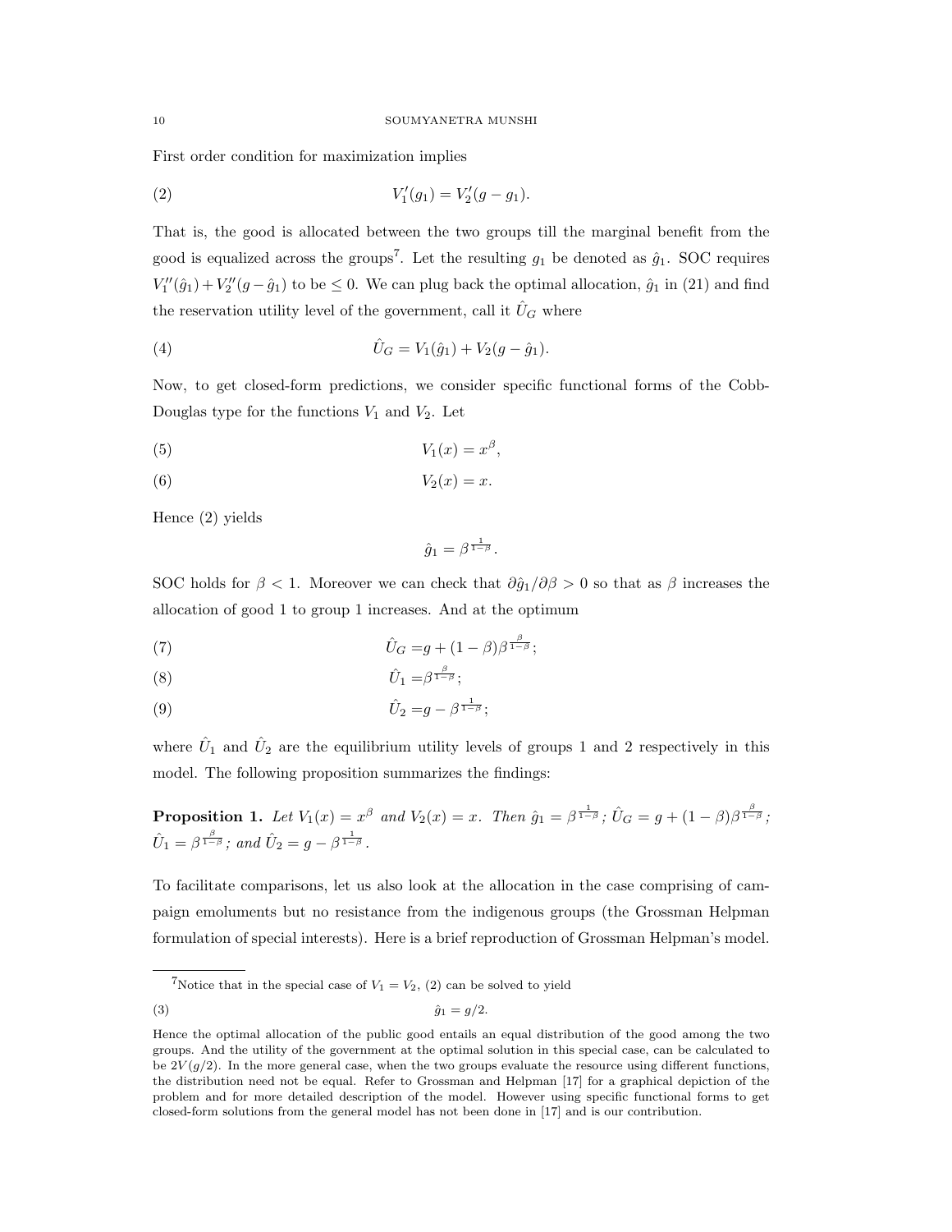First order condition for maximization implies

$$V_1'(g_1) = V_2'(g - g_1). \tag{2}$$

That is, the good is allocated between the two groups till the marginal benefit from the good is equalized across the groups[7]. Let the resulting $g_1$ be denoted as $\hat{g}_1$. SOC requires $V_1''(\hat{g}_1) + V_2''(g - \hat{g}_1)$ to be $\leq 0$. We can plug back the optimal allocation, $\hat{g}_1$ in (21) and find the reservation utility level of the government, call it $\hat{U}_G$ where

$$\hat{U}_G = V_1(\hat{g}_1) + V_2(g - \hat{g}_1). \tag{4}$$

Now, to get closed-form predictions, we consider specific functional forms of the Cobb-Douglas type for the functions $V_1$ and $V_2$. Let

$$V_1(x) = x^{\beta}, \tag{5}$$

$$V_2(x) = x. \tag{6}$$

Hence (2) yields

$$\hat{g}_1 = \beta^{\frac{1}{1-\beta}}.$$

SOC holds for $\beta < 1$. Moreover we can check that $\partial \hat{g}_1 / \partial \beta > 0$ so that as $\beta$ increases the allocation of good 1 to group 1 increases. And at the optimum

$$\hat{U}_G = g + (1-\beta)\beta^{\frac{\beta}{1-\beta}}; \tag{7}$$

$$\hat{U}_1 = \beta^{\frac{\beta}{1-\beta}}; \tag{8}$$

$$\hat{U}_2 = g - \beta^{\frac{1}{1-\beta}}; \tag{9}$$

where $\hat{U}_1$ and $\hat{U}_2$ are the equilibrium utility levels of groups 1 and 2 respectively in this model. The following proposition summarizes the findings:

**Proposition 1.** *Let $V_1(x) = x^{\beta}$ and $V_2(x) = x$. Then $\hat{g}_1 = \beta^{\frac{1}{1-\beta}}$; $\hat{U}_G = g + (1-\beta)\beta^{\frac{\beta}{1-\beta}}$; $\hat{U}_1 = \beta^{\frac{\beta}{1-\beta}}$; and $\hat{U}_2 = g - \beta^{\frac{1}{1-\beta}}$.*

To facilitate comparisons, let us also look at the allocation in the case comprising of campaign emoluments but no resistance from the indigenous groups (the Grossman Helpman formulation of special interests). Here is a brief reproduction of Grossman Helpman's model.

---

[7] Notice that in the special case of $V_1 = V_2$, (2) can be solved to yield

$$\hat{g}_1 = g/2. \tag{3}$$

Hence the optimal allocation of the public good entails an equal distribution of the good among the two groups. And the utility of the government at the optimal solution in this special case, can be calculated to be $2V(g/2)$. In the more general case, when the two groups evaluate the resource using different functions, the distribution need not be equal. Refer to Grossman and Helpman [17] for a graphical depiction of the problem and for more detailed description of the model. However using specific functional forms to get closed-form solutions from the general model has not been done in [17] and is our contribution.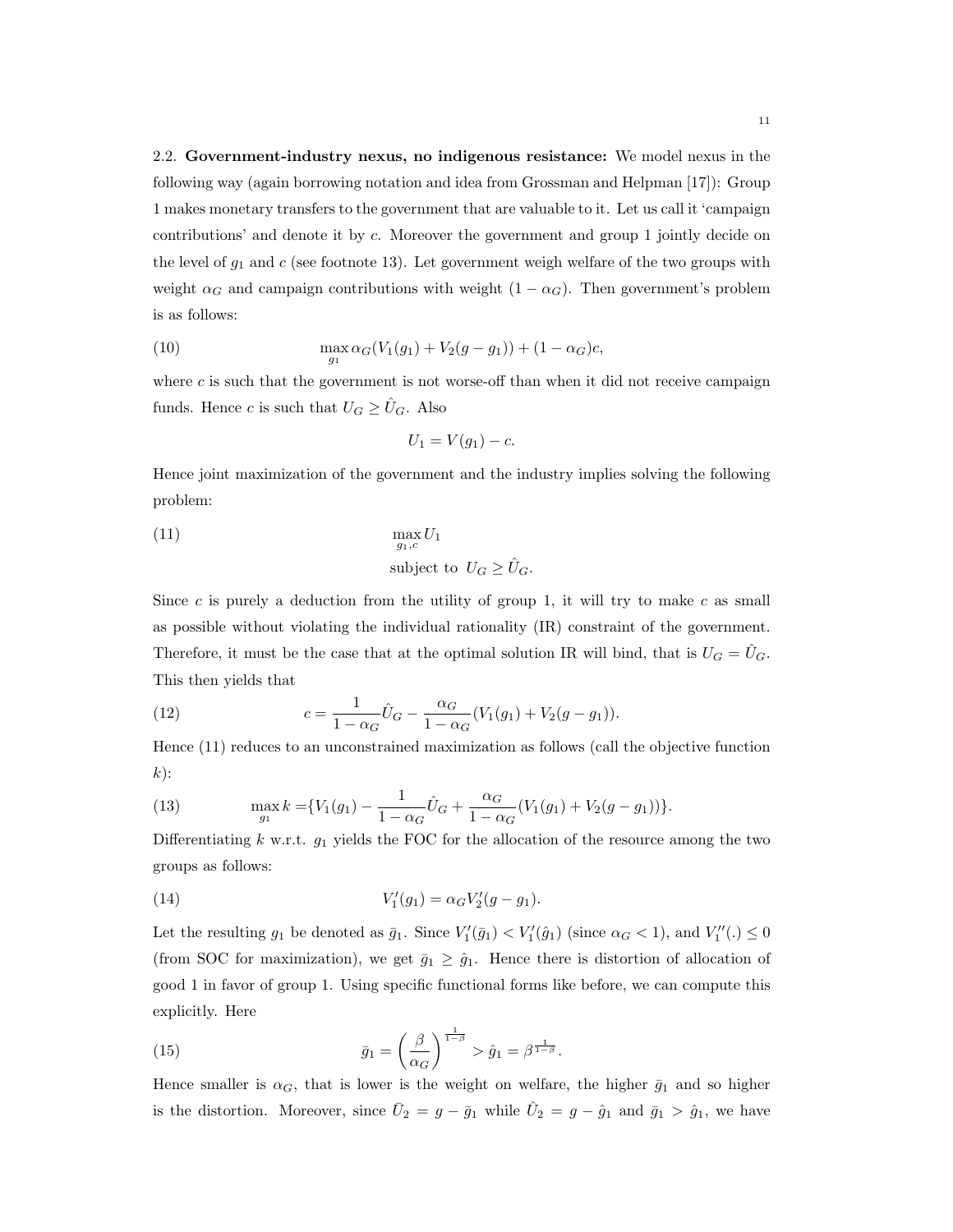2.2. **Government-industry nexus, no indigenous resistance:** We model nexus in the following way (again borrowing notation and idea from Grossman and Helpman [17]): Group 1 makes monetary transfers to the government that are valuable to it. Let us call it 'campaign contributions' and denote it by $c$. Moreover the government and group 1 jointly decide on the level of $g_1$ and $c$ (see footnote 13). Let government weigh welfare of the two groups with weight $\alpha_G$ and campaign contributions with weight $(1-\alpha_G)$. Then government's problem is as follows:

$$\max_{g_1} \alpha_G(V_1(g_1) + V_2(g - g_1)) + (1-\alpha_G)c, \tag{10}$$

where $c$ is such that the government is not worse-off than when it did not receive campaign funds. Hence $c$ is such that $U_G \geq \hat{U}_G$. Also

$$U_1 = V(g_1) - c.$$

Hence joint maximization of the government and the industry implies solving the following problem:

$$\max_{g_1,c} U_1 \tag{11}$$
$$\text{subject to } \; U_G \geq \hat{U}_G.$$

Since $c$ is purely a deduction from the utility of group 1, it will try to make $c$ as small as possible without violating the individual rationality (IR) constraint of the government. Therefore, it must be the case that at the optimal solution IR will bind, that is $U_G = \hat{U}_G$. This then yields that

$$c = \frac{1}{1-\alpha_G}\hat{U}_G - \frac{\alpha_G}{1-\alpha_G}(V_1(g_1) + V_2(g-g_1)). \tag{12}$$

Hence (11) reduces to an unconstrained maximization as follows (call the objective function $k$):

$$\max_{g_1} k = \{V_1(g_1) - \frac{1}{1-\alpha_G}\hat{U}_G + \frac{\alpha_G}{1-\alpha_G}(V_1(g_1) + V_2(g-g_1))\}. \tag{13}$$

Differentiating $k$ w.r.t. $g_1$ yields the FOC for the allocation of the resource among the two groups as follows:

$$V_1'(g_1) = \alpha_G V_2'(g - g_1). \tag{14}$$

Let the resulting $g_1$ be denoted as $\bar{g}_1$. Since $V_1'(\bar{g}_1) < V_1'(\hat{g}_1)$ (since $\alpha_G < 1$), and $V_1''(.) \leq 0$ (from SOC for maximization), we get $\bar{g}_1 \geq \hat{g}_1$. Hence there is distortion of allocation of good 1 in favor of group 1. Using specific functional forms like before, we can compute this explicitly. Here

$$\bar{g}_1 = \left(\frac{\beta}{\alpha_G}\right)^{\frac{1}{1-\beta}} > \hat{g}_1 = \beta^{\frac{1}{1-\beta}}. \tag{15}$$

Hence smaller is $\alpha_G$, that is lower is the weight on welfare, the higher $\bar{g}_1$ and so higher is the distortion. Moreover, since $\bar{U}_2 = g - \bar{g}_1$ while $\hat{U}_2 = g - \hat{g}_1$ and $\bar{g}_1 > \hat{g}_1$, we have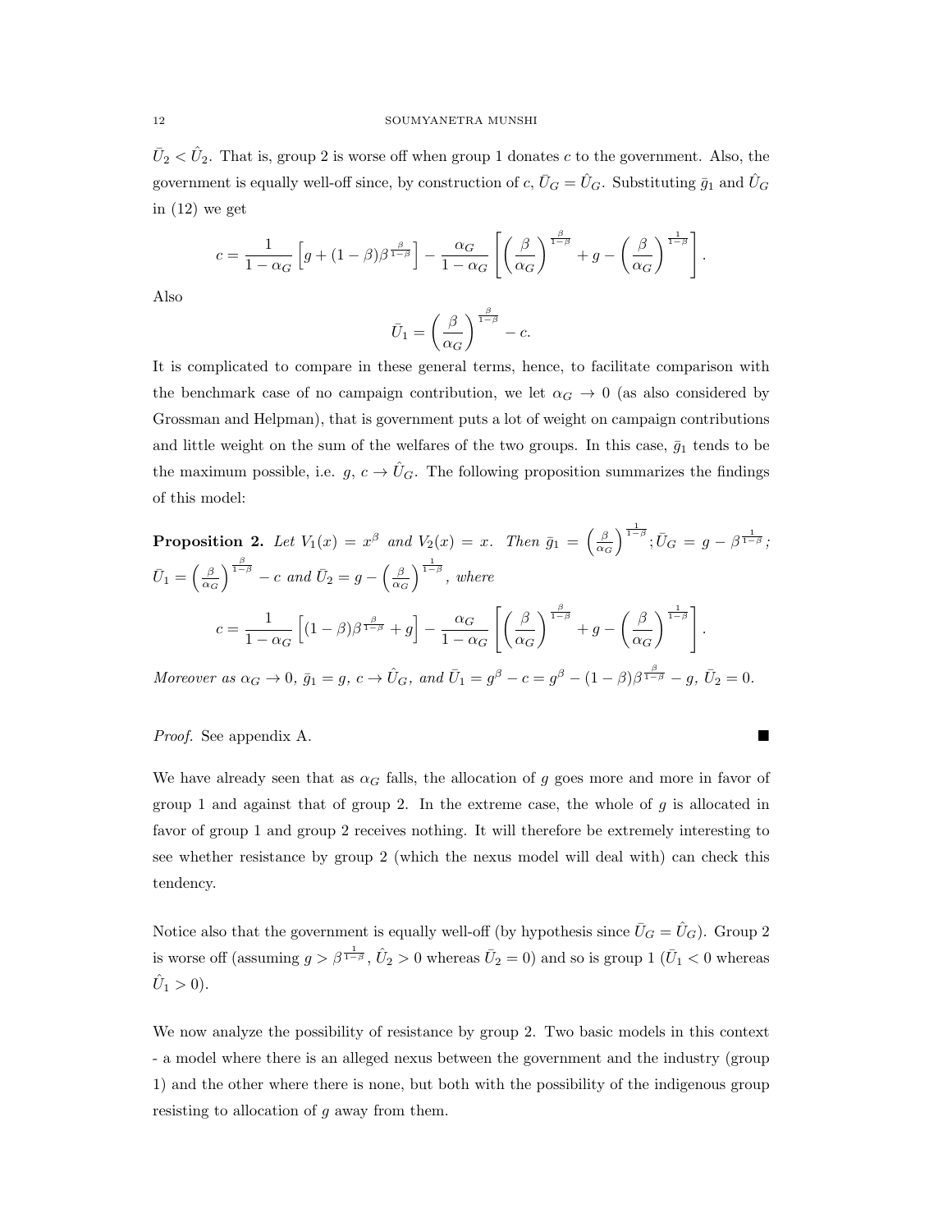$\bar{U}_2 < \hat{U}_2$. That is, group 2 is worse off when group 1 donates $c$ to the government. Also, the government is equally well-off since, by construction of $c$, $\bar{U}_G = \hat{U}_G$. Substituting $\bar{g}_1$ and $\hat{U}_G$ in (12) we get

$$c = \frac{1}{1-\alpha_G}\left[g + (1-\beta)\beta^{\frac{\beta}{1-\beta}}\right] - \frac{\alpha_G}{1-\alpha_G}\left[\left(\frac{\beta}{\alpha_G}\right)^{\frac{\beta}{1-\beta}} + g - \left(\frac{\beta}{\alpha_G}\right)^{\frac{1}{1-\beta}}\right].$$

Also

$$\bar{U}_1 = \left(\frac{\beta}{\alpha_G}\right)^{\frac{\beta}{1-\beta}} - c.$$

It is complicated to compare in these general terms, hence, to facilitate comparison with the benchmark case of no campaign contribution, we let $\alpha_G \to 0$ (as also considered by Grossman and Helpman), that is government puts a lot of weight on campaign contributions and little weight on the sum of the welfares of the two groups. In this case, $\bar{g}_1$ tends to be the maximum possible, i.e. $g$, $c \to \hat{U}_G$. The following proposition summarizes the findings of this model:

**Proposition 2.** *Let $V_1(x) = x^\beta$ and $V_2(x) = x$. Then $\bar{g}_1 = \left(\frac{\beta}{\alpha_G}\right)^{\frac{1}{1-\beta}}$; $\bar{U}_G = g - \beta^{\frac{1}{1-\beta}}$; $\bar{U}_1 = \left(\frac{\beta}{\alpha_G}\right)^{\frac{\beta}{1-\beta}} - c$ and $\bar{U}_2 = g - \left(\frac{\beta}{\alpha_G}\right)^{\frac{1}{1-\beta}}$, where*

$$c = \frac{1}{1-\alpha_G}\left[(1-\beta)\beta^{\frac{\beta}{1-\beta}} + g\right] - \frac{\alpha_G}{1-\alpha_G}\left[\left(\frac{\beta}{\alpha_G}\right)^{\frac{\beta}{1-\beta}} + g - \left(\frac{\beta}{\alpha_G}\right)^{\frac{1}{1-\beta}}\right].$$

*Moreover as $\alpha_G \to 0$, $\bar{g}_1 = g$, $c \to \hat{U}_G$, and $\bar{U}_1 = g^\beta - c = g^\beta - (1-\beta)\beta^{\frac{\beta}{1-\beta}} - g$, $\bar{U}_2 = 0$.*

*Proof.* See appendix A. ■

We have already seen that as $\alpha_G$ falls, the allocation of $g$ goes more and more in favor of group 1 and against that of group 2. In the extreme case, the whole of $g$ is allocated in favor of group 1 and group 2 receives nothing. It will therefore be extremely interesting to see whether resistance by group 2 (which the nexus model will deal with) can check this tendency.

Notice also that the government is equally well-off (by hypothesis since $\bar{U}_G = \hat{U}_G$). Group 2 is worse off (assuming $g > \beta^{\frac{1}{1-\beta}}$, $\hat{U}_2 > 0$ whereas $\bar{U}_2 = 0$) and so is group 1 ($\bar{U}_1 < 0$ whereas $\hat{U}_1 > 0$).

We now analyze the possibility of resistance by group 2. Two basic models in this context - a model where there is an alleged nexus between the government and the industry (group 1) and the other where there is none, but both with the possibility of the indigenous group resisting to allocation of $g$ away from them.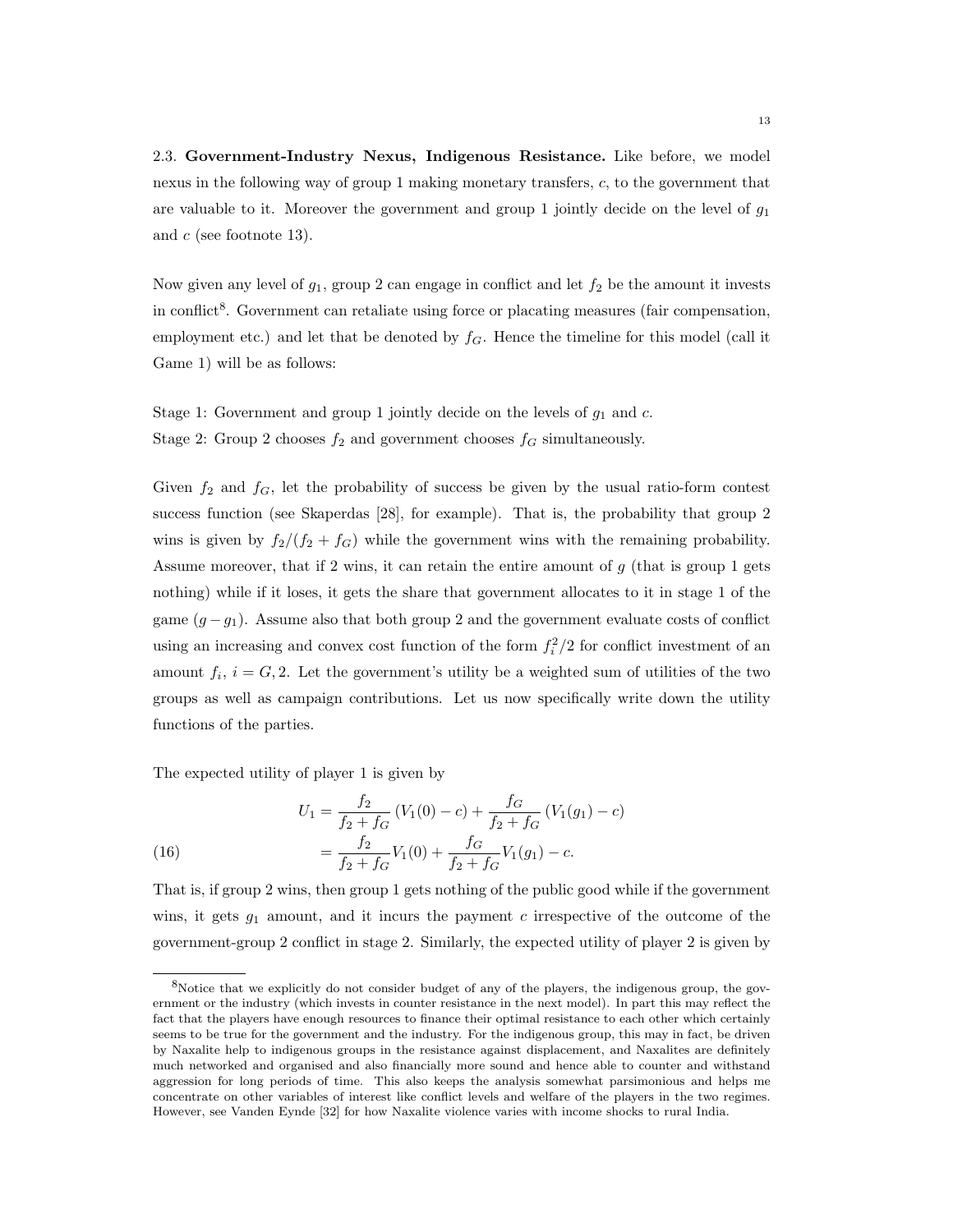2.3. **Government-Industry Nexus, Indigenous Resistance.** Like before, we model nexus in the following way of group 1 making monetary transfers, $c$, to the government that are valuable to it. Moreover the government and group 1 jointly decide on the level of $g_1$ and $c$ (see footnote 13).

Now given any level of $g_1$, group 2 can engage in conflict and let $f_2$ be the amount it invests in conflict[8]. Government can retaliate using force or placating measures (fair compensation, employment etc.) and let that be denoted by $f_G$. Hence the timeline for this model (call it Game 1) will be as follows:

Stage 1: Government and group 1 jointly decide on the levels of $g_1$ and $c$.
Stage 2: Group 2 chooses $f_2$ and government chooses $f_G$ simultaneously.

Given $f_2$ and $f_G$, let the probability of success be given by the usual ratio-form contest success function (see Skaperdas [28], for example). That is, the probability that group 2 wins is given by $f_2/(f_2 + f_G)$ while the government wins with the remaining probability. Assume moreover, that if 2 wins, it can retain the entire amount of $g$ (that is group 1 gets nothing) while if it loses, it gets the share that government allocates to it in stage 1 of the game $(g - g_1)$. Assume also that both group 2 and the government evaluate costs of conflict using an increasing and convex cost function of the form $f_i^2/2$ for conflict investment of an amount $f_i$, $i = G, 2$. Let the government's utility be a weighted sum of utilities of the two groups as well as campaign contributions. Let us now specifically write down the utility functions of the parties.

The expected utility of player 1 is given by

$$
\begin{aligned}
U_1 &= \frac{f_2}{f_2 + f_G}\left(V_1(0) - c\right) + \frac{f_G}{f_2 + f_G}\left(V_1(g_1) - c\right) \\
&= \frac{f_2}{f_2 + f_G}V_1(0) + \frac{f_G}{f_2 + f_G}V_1(g_1) - c. \qquad (16)
\end{aligned}
$$

That is, if group 2 wins, then group 1 gets nothing of the public good while if the government wins, it gets $g_1$ amount, and it incurs the payment $c$ irrespective of the outcome of the government-group 2 conflict in stage 2. Similarly, the expected utility of player 2 is given by

---

[8]Notice that we explicitly do not consider budget of any of the players, the indigenous group, the government or the industry (which invests in counter resistance in the next model). In part this may reflect the fact that the players have enough resources to finance their optimal resistance to each other which certainly seems to be true for the government and the industry. For the indigenous group, this may in fact, be driven by Naxalite help to indigenous groups in the resistance against displacement, and Naxalites are definitely much networked and organised and also financially more sound and hence able to counter and withstand aggression for long periods of time. This also keeps the analysis somewhat parsimonious and helps me concentrate on other variables of interest like conflict levels and welfare of the players in the two regimes. However, see Vanden Eynde [32] for how Naxalite violence varies with income shocks to rural India.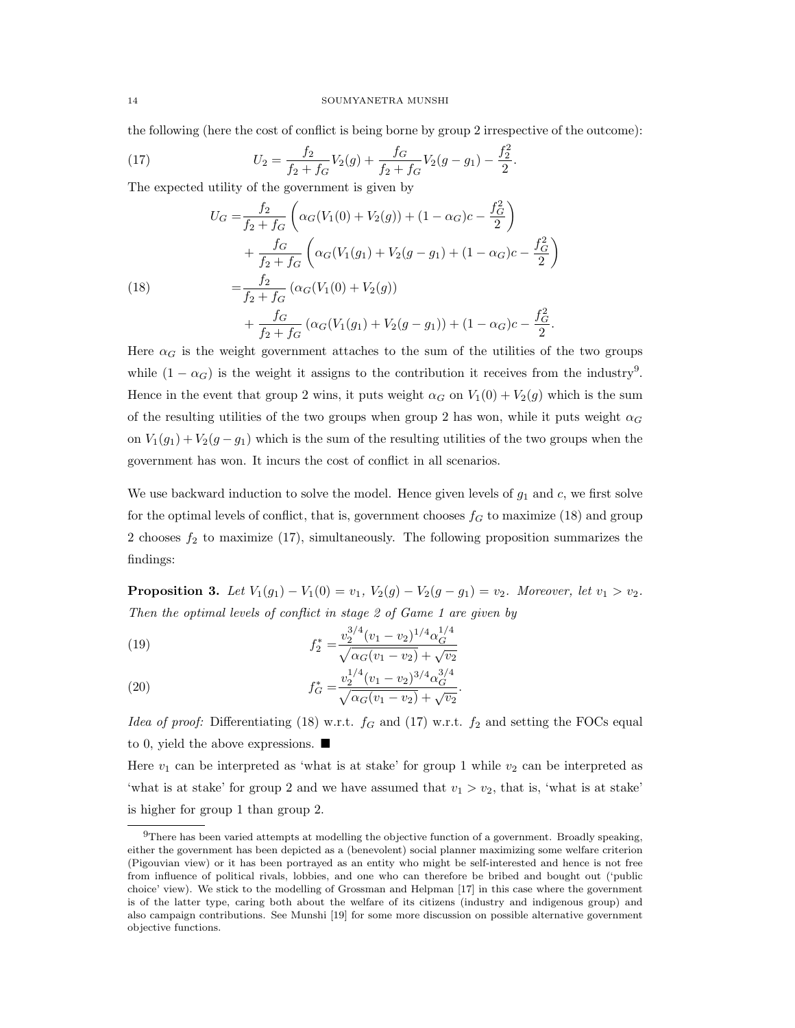the following (here the cost of conflict is being borne by group 2 irrespective of the outcome):

$$U_2 = \frac{f_2}{f_2 + f_G} V_2(g) + \frac{f_G}{f_2 + f_G} V_2(g - g_1) - \frac{f_2^2}{2}. \tag{17}$$

The expected utility of the government is given by

$$\begin{aligned}
U_G =& \frac{f_2}{f_2 + f_G} \left( \alpha_G (V_1(0) + V_2(g)) + (1 - \alpha_G)c - \frac{f_G^2}{2} \right) \\
&+ \frac{f_G}{f_2 + f_G} \left( \alpha_G (V_1(g_1) + V_2(g - g_1) + (1 - \alpha_G)c - \frac{f_G^2}{2} \right) \\
=& \frac{f_2}{f_2 + f_G} \left( \alpha_G (V_1(0) + V_2(g)) \right) \\
&+ \frac{f_G}{f_2 + f_G} \left( \alpha_G (V_1(g_1) + V_2(g - g_1)) \right) + (1 - \alpha_G)c - \frac{f_G^2}{2}.
\end{aligned} \tag{18}$$

Here $\alpha_G$ is the weight government attaches to the sum of the utilities of the two groups while $(1 - \alpha_G)$ is the weight it assigns to the contribution it receives from the industry[9]. Hence in the event that group 2 wins, it puts weight $\alpha_G$ on $V_1(0) + V_2(g)$ which is the sum of the resulting utilities of the two groups when group 2 has won, while it puts weight $\alpha_G$ on $V_1(g_1) + V_2(g - g_1)$ which is the sum of the resulting utilities of the two groups when the government has won. It incurs the cost of conflict in all scenarios.

We use backward induction to solve the model. Hence given levels of $g_1$ and $c$, we first solve for the optimal levels of conflict, that is, government chooses $f_G$ to maximize (18) and group 2 chooses $f_2$ to maximize (17), simultaneously. The following proposition summarizes the findings:

**Proposition 3.** *Let $V_1(g_1) - V_1(0) = v_1$, $V_2(g) - V_2(g - g_1) = v_2$. Moreover, let $v_1 > v_2$. Then the optimal levels of conflict in stage 2 of Game 1 are given by*

$$f_2^* = \frac{v_2^{3/4} (v_1 - v_2)^{1/4} \alpha_G^{1/4}}{\sqrt{\alpha_G (v_1 - v_2)} + \sqrt{v_2}} \tag{19}$$

$$f_G^* = \frac{v_2^{1/4} (v_1 - v_2)^{3/4} \alpha_G^{3/4}}{\sqrt{\alpha_G (v_1 - v_2)} + \sqrt{v_2}}. \tag{20}$$

*Idea of proof:* Differentiating (18) w.r.t. $f_G$ and (17) w.r.t. $f_2$ and setting the FOCs equal to 0, yield the above expressions. ■

Here $v_1$ can be interpreted as 'what is at stake' for group 1 while $v_2$ can be interpreted as 'what is at stake' for group 2 and we have assumed that $v_1 > v_2$, that is, 'what is at stake' is higher for group 1 than group 2.

---

[9]There has been varied attempts at modelling the objective function of a government. Broadly speaking, either the government has been depicted as a (benevolent) social planner maximizing some welfare criterion (Pigouvian view) or it has been portrayed as an entity who might be self-interested and hence is not free from influence of political rivals, lobbies, and one who can therefore be bribed and bought out ('public choice' view). We stick to the modelling of Grossman and Helpman [17] in this case where the government is of the latter type, caring both about the welfare of its citizens (industry and indigenous group) and also campaign contributions. See Munshi [19] for some more discussion on possible alternative government objective functions.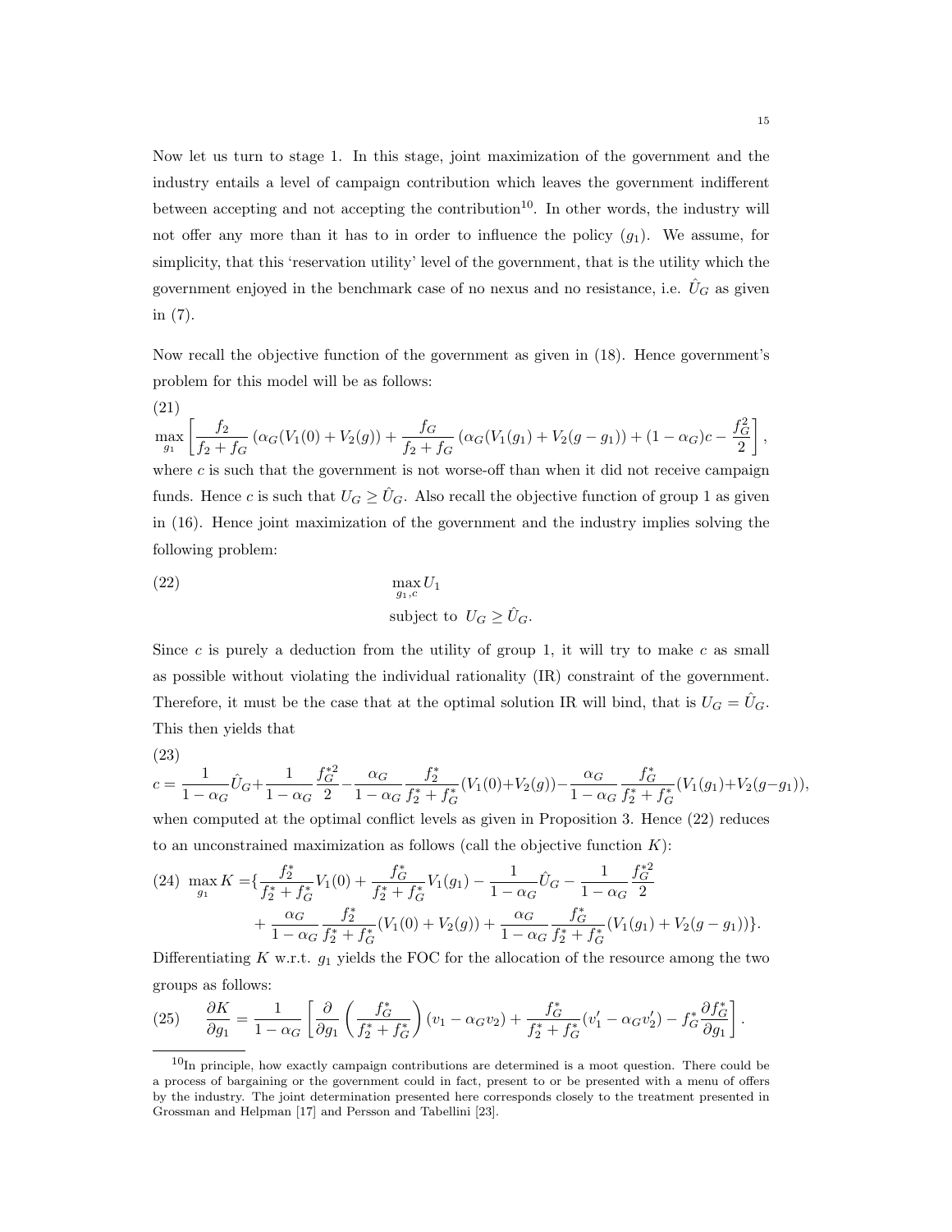Now let us turn to stage 1. In this stage, joint maximization of the government and the industry entails a level of campaign contribution which leaves the government indifferent between accepting and not accepting the contribution[10]. In other words, the industry will not offer any more than it has to in order to influence the policy ($g_1$). We assume, for simplicity, that this 'reservation utility' level of the government, that is the utility which the government enjoyed in the benchmark case of no nexus and no resistance, i.e. $\hat{U}_G$ as given in (7).

Now recall the objective function of the government as given in (18). Hence government's problem for this model will be as follows:

$$
\max_{g_1} \left[ \frac{f_2}{f_2+f_G}\left(\alpha_G(V_1(0)+V_2(g))\right) + \frac{f_G}{f_2+f_G}\left(\alpha_G(V_1(g_1)+V_2(g-g_1)\right) + (1-\alpha_G)c - \frac{f_G^2}{2} \right], \tag{21}
$$

where $c$ is such that the government is not worse-off than when it did not receive campaign funds. Hence $c$ is such that $U_G \geq \hat{U}_G$. Also recall the objective function of group 1 as given in (16). Hence joint maximization of the government and the industry implies solving the following problem:

$$
\max_{g_1, c} U_1 \quad \text{subject to } \; U_G \geq \hat{U}_G. \tag{22}
$$

Since $c$ is purely a deduction from the utility of group 1, it will try to make $c$ as small as possible without violating the individual rationality (IR) constraint of the government. Therefore, it must be the case that at the optimal solution IR will bind, that is $U_G = \hat{U}_G$. This then yields that

$$
c = \frac{1}{1-\alpha_G}\hat{U}_G + \frac{1}{1-\alpha_G}\frac{f_G^{*2}}{2} - \frac{\alpha_G}{1-\alpha_G}\frac{f_2^*}{f_2^*+f_G^*}(V_1(0)+V_2(g)) - \frac{\alpha_G}{1-\alpha_G}\frac{f_G^*}{f_2^*+f_G^*}(V_1(g_1)+V_2(g-g_1)), \tag{23}
$$

when computed at the optimal conflict levels as given in Proposition 3. Hence (22) reduces to an unconstrained maximization as follows (call the objective function $K$):

$$
\begin{aligned}
\max_{g_1} K = \{ & \frac{f_2^*}{f_2^*+f_G^*}V_1(0) + \frac{f_G^*}{f_2^*+f_G^*}V_1(g_1) - \frac{1}{1-\alpha_G}\hat{U}_G - \frac{1}{1-\alpha_G}\frac{f_G^{*2}}{2} \\
& + \frac{\alpha_G}{1-\alpha_G}\frac{f_2^*}{f_2^*+f_G^*}(V_1(0)+V_2(g)) + \frac{\alpha_G}{1-\alpha_G}\frac{f_G^*}{f_2^*+f_G^*}(V_1(g_1)+V_2(g-g_1))\}.
\end{aligned} \tag{24}
$$

Differentiating $K$ w.r.t. $g_1$ yields the FOC for the allocation of the resource among the two groups as follows:

$$
\frac{\partial K}{\partial g_1} = \frac{1}{1-\alpha_G}\left[ \frac{\partial}{\partial g_1}\left(\frac{f_G^*}{f_2^*+f_G^*}\right)(v_1 - \alpha_G v_2) + \frac{f_G^*}{f_2^*+f_G^*}(v_1' - \alpha_G v_2') - f_G^*\frac{\partial f_G^*}{\partial g_1} \right]. \tag{25}
$$

[10] In principle, how exactly campaign contributions are determined is a moot question. There could be a process of bargaining or the government could in fact, present to or be presented with a menu of offers by the industry. The joint determination presented here corresponds closely to the treatment presented in Grossman and Helpman [17] and Persson and Tabellini [23].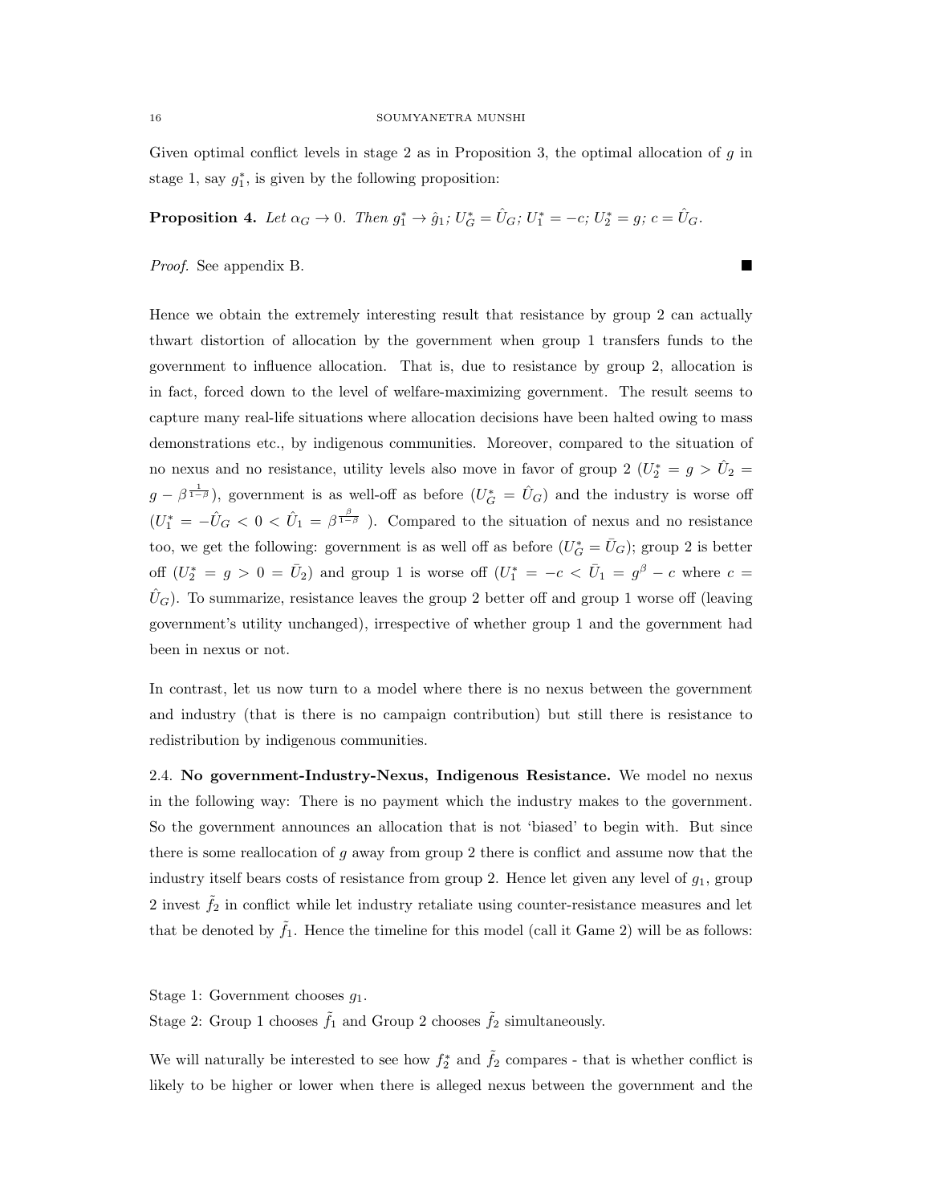Given optimal conflict levels in stage 2 as in Proposition 3, the optimal allocation of $g$ in stage 1, say $g_1^*$, is given by the following proposition:

**Proposition 4.** *Let $\alpha_G \to 0$. Then $g_1^* \to \hat{g}_1$; $U_G^* = \hat{U}_G$; $U_1^* = -c$; $U_2^* = g$; $c = \hat{U}_G$.*

*Proof.* See appendix B. ∎

Hence we obtain the extremely interesting result that resistance by group 2 can actually thwart distortion of allocation by the government when group 1 transfers funds to the government to influence allocation. That is, due to resistance by group 2, allocation is in fact, forced down to the level of welfare-maximizing government. The result seems to capture many real-life situations where allocation decisions have been halted owing to mass demonstrations etc., by indigenous communities. Moreover, compared to the situation of no nexus and no resistance, utility levels also move in favor of group 2 ($U_2^* = g > \hat{U}_2 = g - \beta^{\frac{1}{1-\beta}}$), government is as well-off as before ($U_G^* = \hat{U}_G$) and the industry is worse off ($U_1^* = -\hat{U}_G < 0 < \hat{U}_1 = \beta^{\frac{\beta}{1-\beta}}$ ). Compared to the situation of nexus and no resistance too, we get the following: government is as well off as before ($U_G^* = \bar{U}_G$); group 2 is better off ($U_2^* = g > 0 = \bar{U}_2$) and group 1 is worse off ($U_1^* = -c < \bar{U}_1 = g^\beta - c$ where $c = \hat{U}_G$). To summarize, resistance leaves the group 2 better off and group 1 worse off (leaving government's utility unchanged), irrespective of whether group 1 and the government had been in nexus or not.

In contrast, let us now turn to a model where there is no nexus between the government and industry (that is there is no campaign contribution) but still there is resistance to redistribution by indigenous communities.

2.4. **No government-Industry-Nexus, Indigenous Resistance.** We model no nexus in the following way: There is no payment which the industry makes to the government. So the government announces an allocation that is not 'biased' to begin with. But since there is some reallocation of $g$ away from group 2 there is conflict and assume now that the industry itself bears costs of resistance from group 2. Hence let given any level of $g_1$, group 2 invest $\tilde{f}_2$ in conflict while let industry retaliate using counter-resistance measures and let that be denoted by $\tilde{f}_1$. Hence the timeline for this model (call it Game 2) will be as follows:

Stage 1: Government chooses $g_1$.
Stage 2: Group 1 chooses $\tilde{f}_1$ and Group 2 chooses $\tilde{f}_2$ simultaneously.

We will naturally be interested to see how $f_2^*$ and $\tilde{f}_2$ compares - that is whether conflict is likely to be higher or lower when there is alleged nexus between the government and the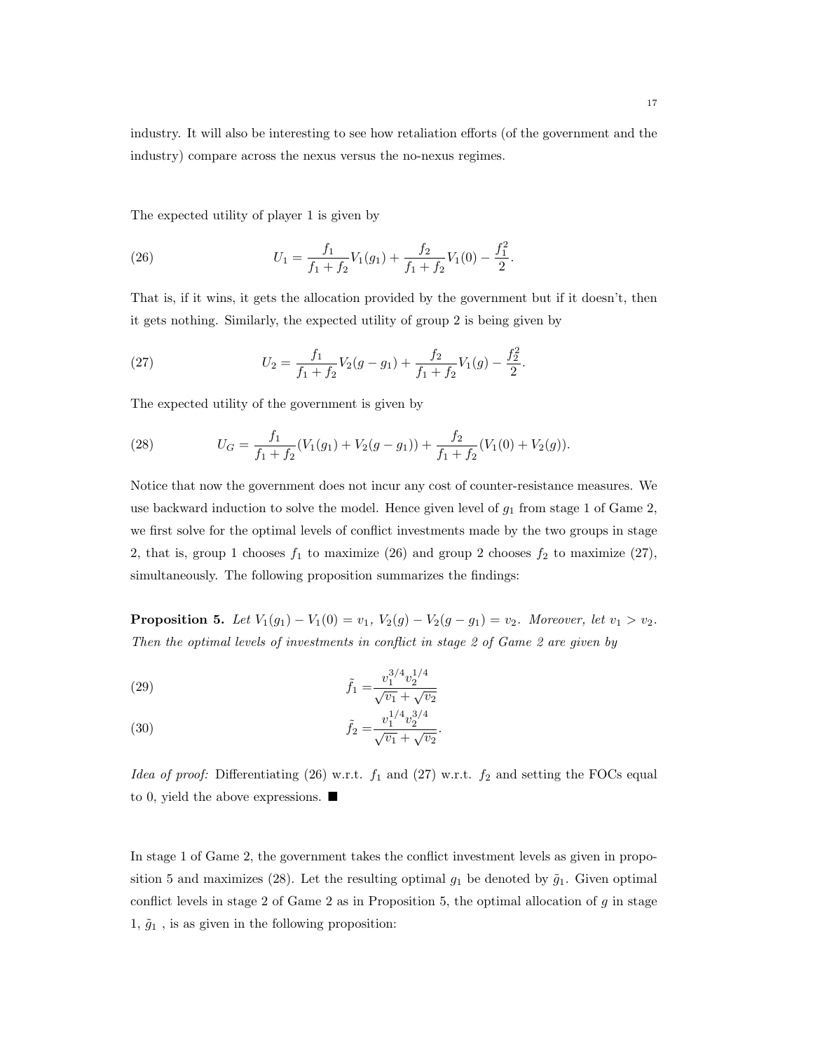industry. It will also be interesting to see how retaliation efforts (of the government and the industry) compare across the nexus versus the no-nexus regimes.

The expected utility of player 1 is given by

$$U_1 = \frac{f_1}{f_1+f_2}V_1(g_1) + \frac{f_2}{f_1+f_2}V_1(0) - \frac{f_1^2}{2}. \tag{26}$$

That is, if it wins, it gets the allocation provided by the government but if it doesn't, then it gets nothing. Similarly, the expected utility of group 2 is being given by

$$U_2 = \frac{f_1}{f_1+f_2}V_2(g-g_1) + \frac{f_2}{f_1+f_2}V_1(g) - \frac{f_2^2}{2}. \tag{27}$$

The expected utility of the government is given by

$$U_G = \frac{f_1}{f_1+f_2}(V_1(g_1) + V_2(g-g_1)) + \frac{f_2}{f_1+f_2}(V_1(0) + V_2(g)). \tag{28}$$

Notice that now the government does not incur any cost of counter-resistance measures. We use backward induction to solve the model. Hence given level of $g_1$ from stage 1 of Game 2, we first solve for the optimal levels of conflict investments made by the two groups in stage 2, that is, group 1 chooses $f_1$ to maximize (26) and group 2 chooses $f_2$ to maximize (27), simultaneously. The following proposition summarizes the findings:

**Proposition 5.** *Let $V_1(g_1) - V_1(0) = v_1$, $V_2(g) - V_2(g-g_1) = v_2$. Moreover, let $v_1 > v_2$. Then the optimal levels of investments in conflict in stage 2 of Game 2 are given by*

$$\tilde{f}_1 = \frac{v_1^{3/4}v_2^{1/4}}{\sqrt{v_1}+\sqrt{v_2}} \tag{29}$$

$$\tilde{f}_2 = \frac{v_1^{1/4}v_2^{3/4}}{\sqrt{v_1}+\sqrt{v_2}}. \tag{30}$$

*Idea of proof:* Differentiating (26) w.r.t. $f_1$ and (27) w.r.t. $f_2$ and setting the FOCs equal to 0, yield the above expressions. ■

In stage 1 of Game 2, the government takes the conflict investment levels as given in proposition 5 and maximizes (28). Let the resulting optimal $g_1$ be denoted by $\tilde{g}_1$. Given optimal conflict levels in stage 2 of Game 2 as in Proposition 5, the optimal allocation of $g$ in stage 1, $\tilde{g}_1$ , is as given in the following proposition: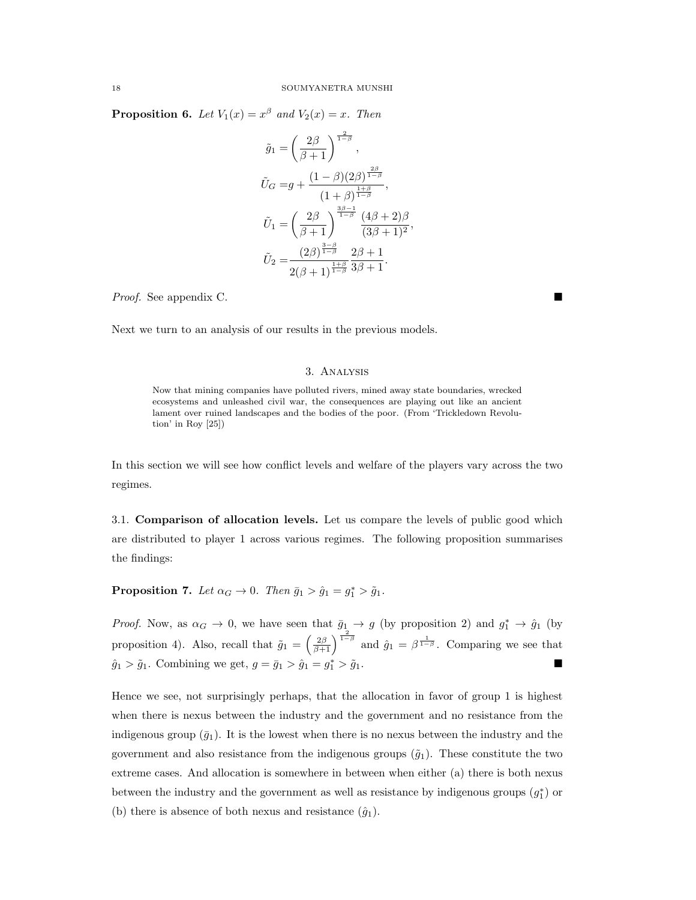**Proposition 6.** *Let $V_1(x) = x^\beta$ and $V_2(x) = x$. Then*

$$
\begin{aligned}
\tilde{g}_1 &= \left(\frac{2\beta}{\beta+1}\right)^{\frac{2}{1-\beta}}, \\
\tilde{U}_G &= g + \frac{(1-\beta)(2\beta)^{\frac{2\beta}{1-\beta}}}{(1+\beta)^{\frac{1+\beta}{1-\beta}}}, \\
\tilde{U}_1 &= \left(\frac{2\beta}{\beta+1}\right)^{\frac{3\beta-1}{1-\beta}} \frac{(4\beta+2)\beta}{(3\beta+1)^2}, \\
\tilde{U}_2 &= \frac{(2\beta)^{\frac{3-\beta}{1-\beta}}}{2(\beta+1)^{\frac{1+\beta}{1-\beta}}} \frac{2\beta+1}{3\beta+1}.
\end{aligned}
$$

*Proof.* See appendix C. ■

Next we turn to an analysis of our results in the previous models.

## 3. Analysis

> Now that mining companies have polluted rivers, mined away state boundaries, wrecked ecosystems and unleashed civil war, the consequences are playing out like an ancient lament over ruined landscapes and the bodies of the poor. (From 'Trickledown Revolution' in Roy [25])

In this section we will see how conflict levels and welfare of the players vary across the two regimes.

### 3.1. Comparison of allocation levels.

Let us compare the levels of public good which are distributed to player 1 across various regimes. The following proposition summarises the findings:

**Proposition 7.** *Let $\alpha_G \to 0$. Then $\bar{g}_1 > \hat{g}_1 = g_1^* > \tilde{g}_1$.*

*Proof.* Now, as $\alpha_G \to 0$, we have seen that $\bar{g}_1 \to g$ (by proposition 2) and $g_1^* \to \hat{g}_1$ (by proposition 4). Also, recall that $\tilde{g}_1 = \left(\frac{2\beta}{\beta+1}\right)^{\frac{2}{1-\beta}}$ and $\hat{g}_1 = \beta^{\frac{1}{1-\beta}}$. Comparing we see that $\hat{g}_1 > \tilde{g}_1$. Combining we get, $g = \bar{g}_1 > \hat{g}_1 = g_1^* > \tilde{g}_1$. ■

Hence we see, not surprisingly perhaps, that the allocation in favor of group 1 is highest when there is nexus between the industry and the government and no resistance from the indigenous group ($\bar{g}_1$). It is the lowest when there is no nexus between the industry and the government and also resistance from the indigenous groups ($\tilde{g}_1$). These constitute the two extreme cases. And allocation is somewhere in between when either (a) there is both nexus between the industry and the government as well as resistance by indigenous groups ($g_1^*$) or (b) there is absence of both nexus and resistance ($\hat{g}_1$).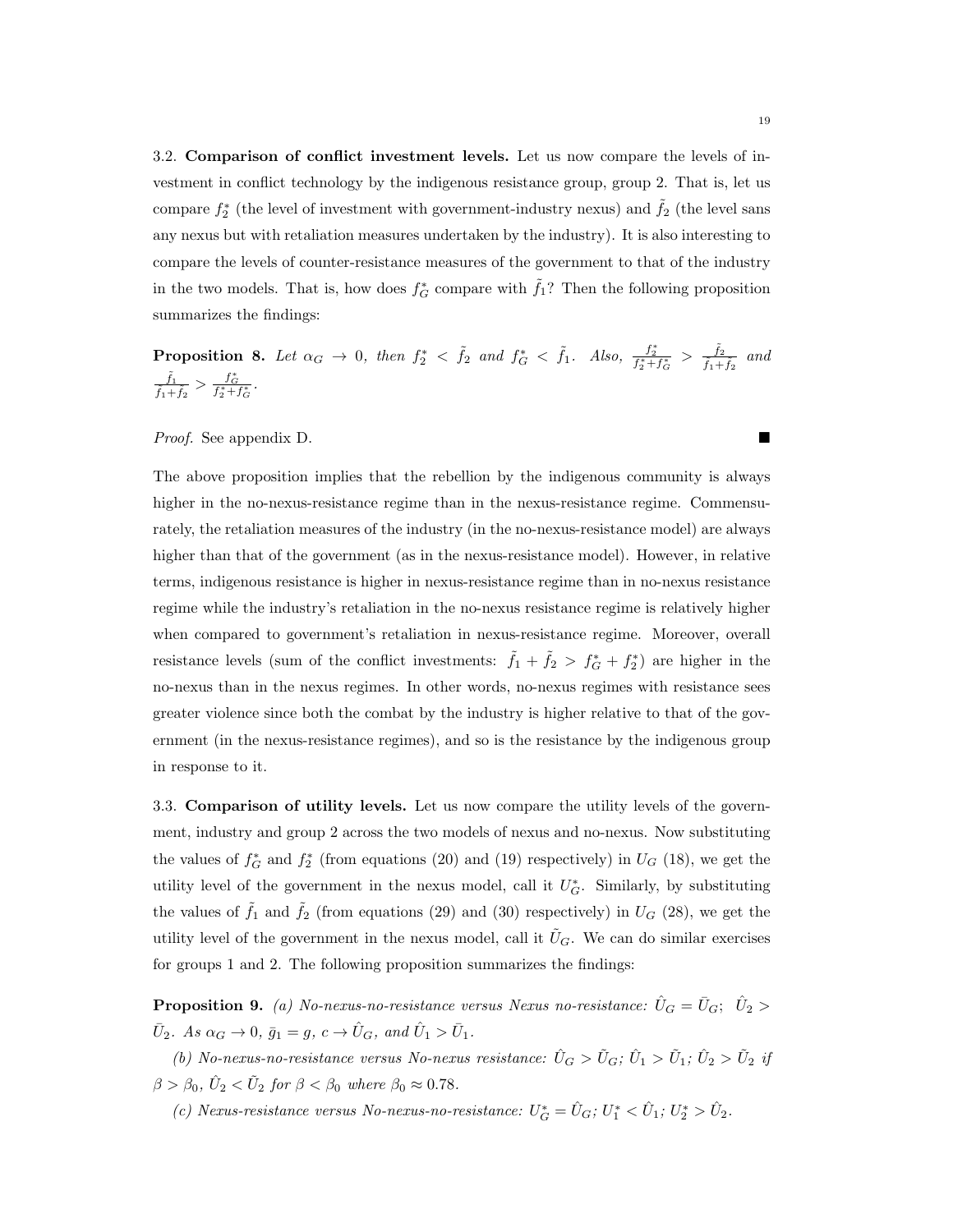3.2. **Comparison of conflict investment levels.** Let us now compare the levels of investment in conflict technology by the indigenous resistance group, group 2. That is, let us compare $f_2^*$ (the level of investment with government-industry nexus) and $\tilde{f}_2$ (the level sans any nexus but with retaliation measures undertaken by the industry). It is also interesting to compare the levels of counter-resistance measures of the government to that of the industry in the two models. That is, how does $f_G^*$ compare with $\tilde{f}_1$? Then the following proposition summarizes the findings:

**Proposition 8.** *Let $\alpha_G \to 0$, then $f_2^* < \tilde{f}_2$ and $f_G^* < \tilde{f}_1$. Also, $\frac{f_2^*}{f_2^*+f_G^*} > \frac{\tilde{f}_2}{\tilde{f}_1+\tilde{f}_2}$ and $\frac{\tilde{f}_1}{\tilde{f}_1+\tilde{f}_2} > \frac{f_G^*}{f_2^*+f_G^*}$.*

*Proof.* See appendix D. ∎

The above proposition implies that the rebellion by the indigenous community is always higher in the no-nexus-resistance regime than in the nexus-resistance regime. Commensurately, the retaliation measures of the industry (in the no-nexus-resistance model) are always higher than that of the government (as in the nexus-resistance model). However, in relative terms, indigenous resistance is higher in nexus-resistance regime than in no-nexus resistance regime while the industry's retaliation in the no-nexus resistance regime is relatively higher when compared to government's retaliation in nexus-resistance regime. Moreover, overall resistance levels (sum of the conflict investments: $\tilde{f}_1 + \tilde{f}_2 > f_G^* + f_2^*$) are higher in the no-nexus than in the nexus regimes. In other words, no-nexus regimes with resistance sees greater violence since both the combat by the industry is higher relative to that of the government (in the nexus-resistance regimes), and so is the resistance by the indigenous group in response to it.

3.3. **Comparison of utility levels.** Let us now compare the utility levels of the government, industry and group 2 across the two models of nexus and no-nexus. Now substituting the values of $f_G^*$ and $f_2^*$ (from equations (20) and (19) respectively) in $U_G$ (18), we get the utility level of the government in the nexus model, call it $U_G^*$. Similarly, by substituting the values of $\tilde{f}_1$ and $\tilde{f}_2$ (from equations (29) and (30) respectively) in $U_G$ (28), we get the utility level of the government in the nexus model, call it $\tilde{U}_G$. We can do similar exercises for groups 1 and 2. The following proposition summarizes the findings:

**Proposition 9.** *(a) No-nexus-no-resistance versus Nexus no-resistance: $\hat{U}_G = \bar{U}_G$; $\hat{U}_2 > \bar{U}_2$. As $\alpha_G \to 0$, $\bar{g}_1 = g$, $c \to \hat{U}_G$, and $\hat{U}_1 > \bar{U}_1$.*

*(b) No-nexus-no-resistance versus No-nexus resistance: $\hat{U}_G > \tilde{U}_G$; $\hat{U}_1 > \tilde{U}_1$; $\hat{U}_2 > \tilde{U}_2$ if $\beta > \beta_0$, $\hat{U}_2 < \tilde{U}_2$ for $\beta < \beta_0$ where $\beta_0 \approx 0.78$.*

*(c) Nexus-resistance versus No-nexus-no-resistance: $U_G^* = \hat{U}_G$; $U_1^* < \hat{U}_1$; $U_2^* > \hat{U}_2$.*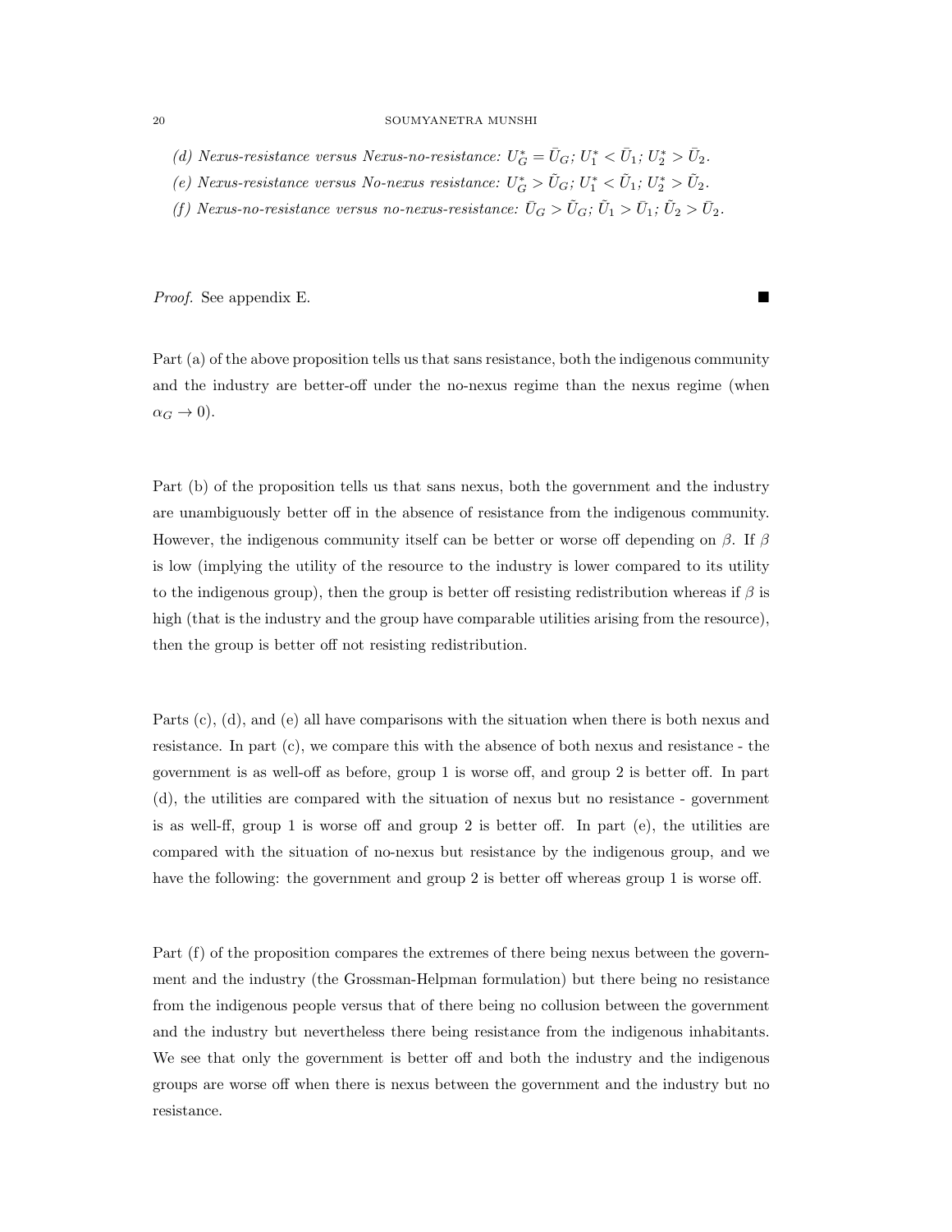(d) *Nexus-resistance versus Nexus-no-resistance:* $U_G^* = \bar{U}_G$; $U_1^* < \bar{U}_1$; $U_2^* > \bar{U}_2$.

(e) *Nexus-resistance versus No-nexus resistance:* $U_G^* > \tilde{U}_G$; $U_1^* < \tilde{U}_1$; $U_2^* > \tilde{U}_2$.

(f) *Nexus-no-resistance versus no-nexus-resistance:* $\bar{U}_G > \tilde{U}_G$; $\tilde{U}_1 > \bar{U}_1$; $\tilde{U}_2 > \bar{U}_2$.

*Proof.* See appendix E. ∎

Part (a) of the above proposition tells us that sans resistance, both the indigenous community and the industry are better-off under the no-nexus regime than the nexus regime (when $\alpha_G \to 0$).

Part (b) of the proposition tells us that sans nexus, both the government and the industry are unambiguously better off in the absence of resistance from the indigenous community. However, the indigenous community itself can be better or worse off depending on $\beta$. If $\beta$ is low (implying the utility of the resource to the industry is lower compared to its utility to the indigenous group), then the group is better off resisting redistribution whereas if $\beta$ is high (that is the industry and the group have comparable utilities arising from the resource), then the group is better off not resisting redistribution.

Parts (c), (d), and (e) all have comparisons with the situation when there is both nexus and resistance. In part (c), we compare this with the absence of both nexus and resistance - the government is as well-off as before, group 1 is worse off, and group 2 is better off. In part (d), the utilities are compared with the situation of nexus but no resistance - government is as well-ff, group 1 is worse off and group 2 is better off. In part (e), the utilities are compared with the situation of no-nexus but resistance by the indigenous group, and we have the following: the government and group 2 is better off whereas group 1 is worse off.

Part (f) of the proposition compares the extremes of there being nexus between the government and the industry (the Grossman-Helpman formulation) but there being no resistance from the indigenous people versus that of there being no collusion between the government and the industry but nevertheless there being resistance from the indigenous inhabitants. We see that only the government is better off and both the industry and the indigenous groups are worse off when there is nexus between the government and the industry but no resistance.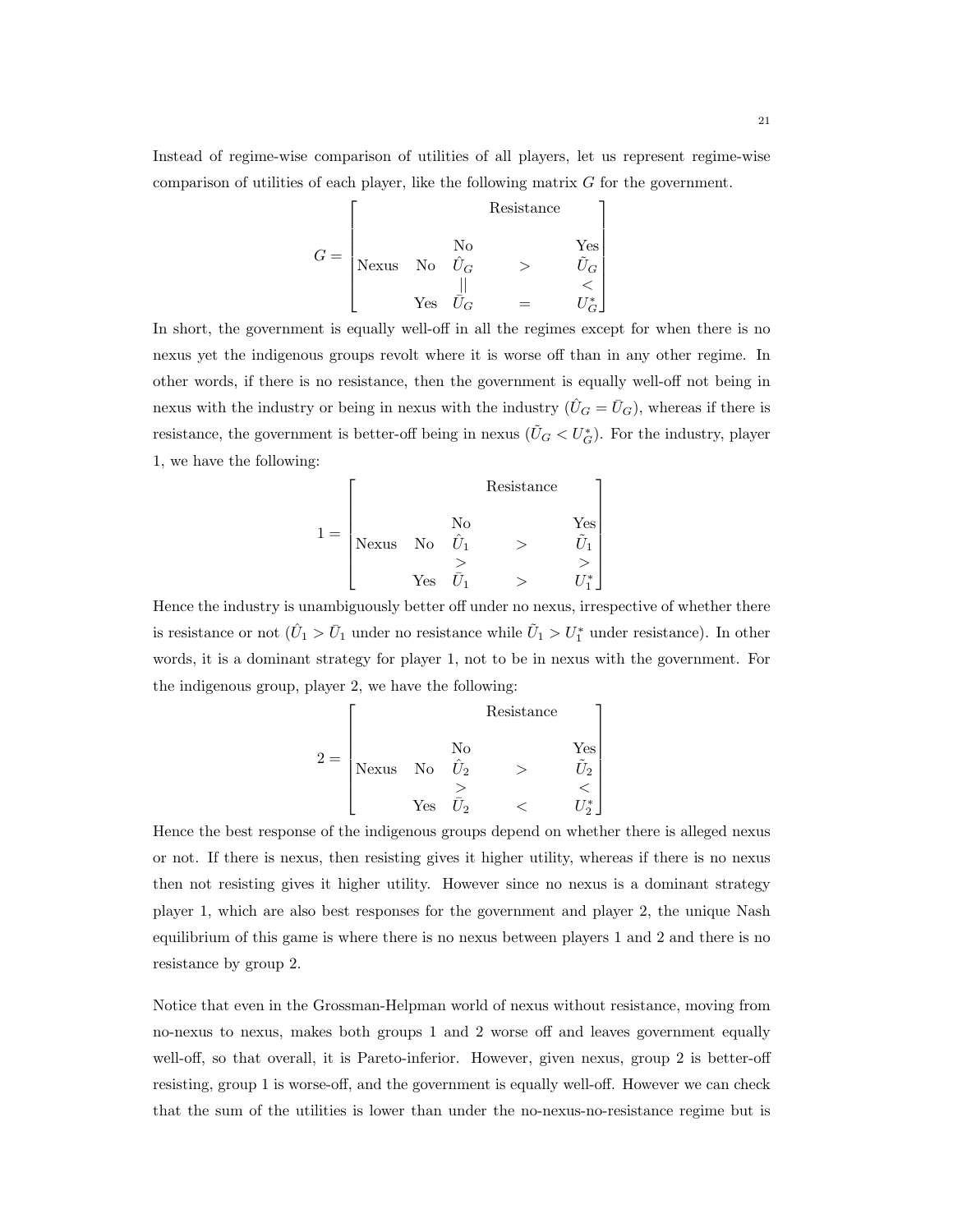Instead of regime-wise comparison of utilities of all players, let us represent regime-wise comparison of utilities of each player, like the following matrix $G$ for the government.

$$G = \begin{bmatrix} & & & \text{Resistance} & \\ & & & & \\ & & \text{No} & & \text{Yes} \\ \text{Nexus} & \text{No} & \hat{U}_G & > & \tilde{U}_G \\ & & \| & & < \\ & \text{Yes} & \bar{U}_G & = & U_G^* \end{bmatrix}$$

In short, the government is equally well-off in all the regimes except for when there is no nexus yet the indigenous groups revolt where it is worse off than in any other regime. In other words, if there is no resistance, then the government is equally well-off not being in nexus with the industry or being in nexus with the industry ($\hat{U}_G = \bar{U}_G$), whereas if there is resistance, the government is better-off being in nexus ($\tilde{U}_G < U_G^*$). For the industry, player 1, we have the following:

$$1 = \begin{bmatrix} & & & \text{Resistance} & \\ & & & & \\ & & \text{No} & & \text{Yes} \\ \text{Nexus} & \text{No} & \hat{U}_1 & > & \tilde{U}_1 \\ & & > & & > \\ & \text{Yes} & \bar{U}_1 & > & U_1^* \end{bmatrix}$$

Hence the industry is unambiguously better off under no nexus, irrespective of whether there is resistance or not ($\hat{U}_1 > \bar{U}_1$ under no resistance while $\tilde{U}_1 > U_1^*$ under resistance). In other words, it is a dominant strategy for player 1, not to be in nexus with the government. For the indigenous group, player 2, we have the following:

$$2 = \begin{bmatrix} & & & \text{Resistance} & \\ & & & & \\ & & \text{No} & & \text{Yes} \\ \text{Nexus} & \text{No} & \hat{U}_2 & > & \tilde{U}_2 \\ & & > & & < \\ & \text{Yes} & \bar{U}_2 & < & U_2^* \end{bmatrix}$$

Hence the best response of the indigenous groups depend on whether there is alleged nexus or not. If there is nexus, then resisting gives it higher utility, whereas if there is no nexus then not resisting gives it higher utility. However since no nexus is a dominant strategy player 1, which are also best responses for the government and player 2, the unique Nash equilibrium of this game is where there is no nexus between players 1 and 2 and there is no resistance by group 2.

Notice that even in the Grossman-Helpman world of nexus without resistance, moving from no-nexus to nexus, makes both groups 1 and 2 worse off and leaves government equally well-off, so that overall, it is Pareto-inferior. However, given nexus, group 2 is better-off resisting, group 1 is worse-off, and the government is equally well-off. However we can check that the sum of the utilities is lower than under the no-nexus-no-resistance regime but is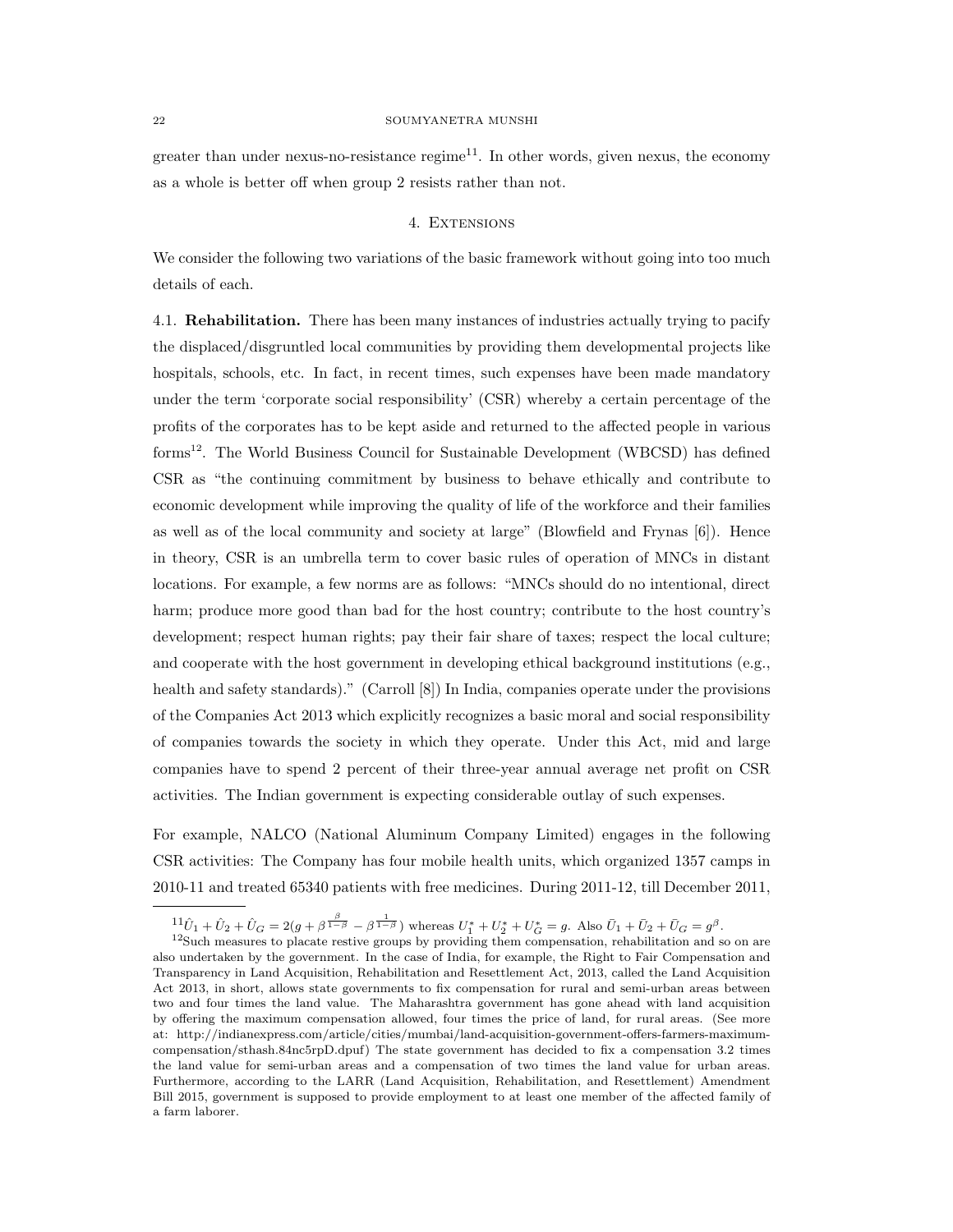greater than under nexus-no-resistance regime[11]. In other words, given nexus, the economy as a whole is better off when group 2 resists rather than not.

## 4. Extensions

We consider the following two variations of the basic framework without going into too much details of each.

### 4.1. **Rehabilitation.**

There has been many instances of industries actually trying to pacify the displaced/disgruntled local communities by providing them developmental projects like hospitals, schools, etc. In fact, in recent times, such expenses have been made mandatory under the term 'corporate social responsibility' (CSR) whereby a certain percentage of the profits of the corporates has to be kept aside and returned to the affected people in various forms[12]. The World Business Council for Sustainable Development (WBCSD) has defined CSR as "the continuing commitment by business to behave ethically and contribute to economic development while improving the quality of life of the workforce and their families as well as of the local community and society at large" (Blowfield and Frynas [6]). Hence in theory, CSR is an umbrella term to cover basic rules of operation of MNCs in distant locations. For example, a few norms are as follows: "MNCs should do no intentional, direct harm; produce more good than bad for the host country; contribute to the host country's development; respect human rights; pay their fair share of taxes; respect the local culture; and cooperate with the host government in developing ethical background institutions (e.g., health and safety standards)." (Carroll [8]) In India, companies operate under the provisions of the Companies Act 2013 which explicitly recognizes a basic moral and social responsibility of companies towards the society in which they operate. Under this Act, mid and large companies have to spend 2 percent of their three-year annual average net profit on CSR activities. The Indian government is expecting considerable outlay of such expenses.

For example, NALCO (National Aluminum Company Limited) engages in the following CSR activities: The Company has four mobile health units, which organized 1357 camps in 2010-11 and treated 65340 patients with free medicines. During 2011-12, till December 2011,

---

[11] $\hat{U}_1 + \hat{U}_2 + \hat{U}_G = 2(g + \beta^{\frac{\beta}{1-\beta}} - \beta^{\frac{1}{1-\beta}})$ whereas $U_1^* + U_2^* + U_G^* = g$. Also $\bar{U}_1 + \bar{U}_2 + \bar{U}_G = g^{\beta}$.

[12] Such measures to placate restive groups by providing them compensation, rehabilitation and so on are also undertaken by the government. In the case of India, for example, the Right to Fair Compensation and Transparency in Land Acquisition, Rehabilitation and Resettlement Act, 2013, called the Land Acquisition Act 2013, in short, allows state governments to fix compensation for rural and semi-urban areas between two and four times the land value. The Maharashtra government has gone ahead with land acquisition by offering the maximum compensation allowed, four times the price of land, for rural areas. (See more at: http://indianexpress.com/article/cities/mumbai/land-acquisition-government-offers-farmers-maximum-compensation/sthash.84nc5rpD.dpuf) The state government has decided to fix a compensation 3.2 times the land value for semi-urban areas and a compensation of two times the land value for urban areas. Furthermore, according to the LARR (Land Acquisition, Rehabilitation, and Resettlement) Amendment Bill 2015, government is supposed to provide employment to at least one member of the affected family of a farm laborer.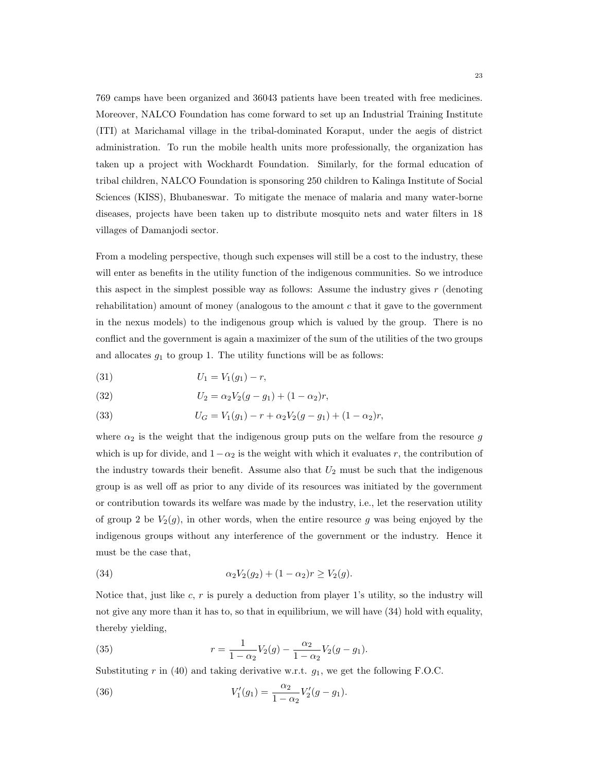769 camps have been organized and 36043 patients have been treated with free medicines. Moreover, NALCO Foundation has come forward to set up an Industrial Training Institute (ITI) at Marichamal village in the tribal-dominated Koraput, under the aegis of district administration. To run the mobile health units more professionally, the organization has taken up a project with Wockhardt Foundation. Similarly, for the formal education of tribal children, NALCO Foundation is sponsoring 250 children to Kalinga Institute of Social Sciences (KISS), Bhubaneswar. To mitigate the menace of malaria and many water-borne diseases, projects have been taken up to distribute mosquito nets and water filters in 18 villages of Damanjodi sector.

From a modeling perspective, though such expenses will still be a cost to the industry, these will enter as benefits in the utility function of the indigenous communities. So we introduce this aspect in the simplest possible way as follows: Assume the industry gives $r$ (denoting rehabilitation) amount of money (analogous to the amount $c$ that it gave to the government in the nexus models) to the indigenous group which is valued by the group. There is no conflict and the government is again a maximizer of the sum of the utilities of the two groups and allocates $g_1$ to group 1. The utility functions will be as follows:

$$U_1 = V_1(g_1) - r, \tag{31}$$

$$U_2 = \alpha_2 V_2(g - g_1) + (1 - \alpha_2) r, \tag{32}$$

$$U_G = V_1(g_1) - r + \alpha_2 V_2(g - g_1) + (1 - \alpha_2) r, \tag{33}$$

where $\alpha_2$ is the weight that the indigenous group puts on the welfare from the resource $g$ which is up for divide, and $1 - \alpha_2$ is the weight with which it evaluates $r$, the contribution of the industry towards their benefit. Assume also that $U_2$ must be such that the indigenous group is as well off as prior to any divide of its resources was initiated by the government or contribution towards its welfare was made by the industry, i.e., let the reservation utility of group 2 be $V_2(g)$, in other words, when the entire resource $g$ was being enjoyed by the indigenous groups without any interference of the government or the industry. Hence it must be the case that,

$$\alpha_2 V_2(g_2) + (1 - \alpha_2) r \geq V_2(g). \tag{34}$$

Notice that, just like $c$, $r$ is purely a deduction from player 1's utility, so the industry will not give any more than it has to, so that in equilibrium, we will have (34) hold with equality, thereby yielding,

$$r = \frac{1}{1 - \alpha_2} V_2(g) - \frac{\alpha_2}{1 - \alpha_2} V_2(g - g_1). \tag{35}$$

Substituting $r$ in (40) and taking derivative w.r.t. $g_1$, we get the following F.O.C.

$$V_1'(g_1) = \frac{\alpha_2}{1 - \alpha_2} V_2'(g - g_1). \tag{36}$$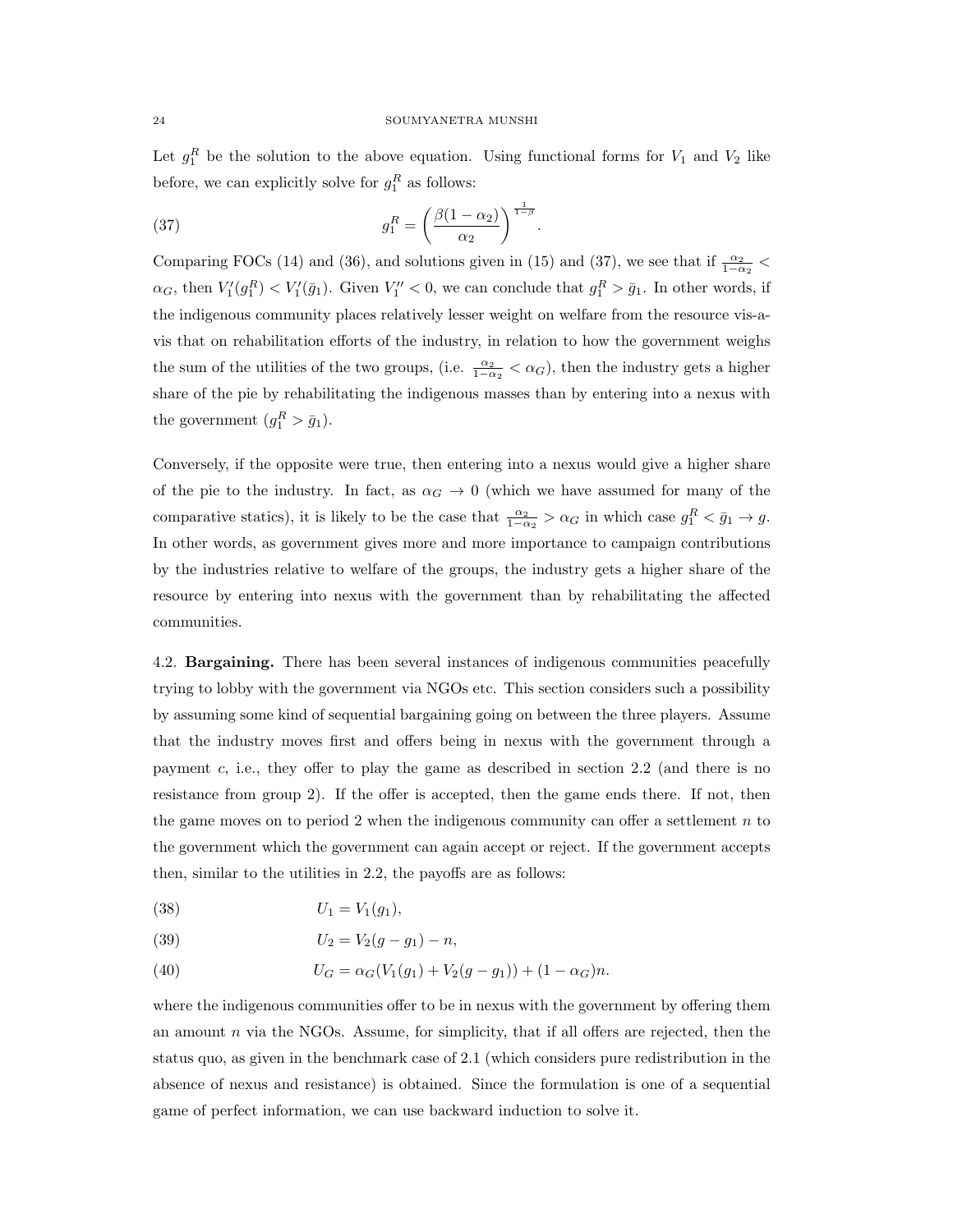Let $g_1^R$ be the solution to the above equation. Using functional forms for $V_1$ and $V_2$ like before, we can explicitly solve for $g_1^R$ as follows:

$$g_1^R = \left(\frac{\beta(1-\alpha_2)}{\alpha_2}\right)^{\frac{1}{1-\beta}}. \tag{37}$$

Comparing FOCs (14) and (36), and solutions given in (15) and (37), we see that if $\frac{\alpha_2}{1-\alpha_2} < \alpha_G$, then $V_1'(g_1^R) < V_1'(\bar{g}_1)$. Given $V_1'' < 0$, we can conclude that $g_1^R > \bar{g}_1$. In other words, if the indigenous community places relatively lesser weight on welfare from the resource vis-a-vis that on rehabilitation efforts of the industry, in relation to how the government weighs the sum of the utilities of the two groups, (i.e. $\frac{\alpha_2}{1-\alpha_2} < \alpha_G$), then the industry gets a higher share of the pie by rehabilitating the indigenous masses than by entering into a nexus with the government ($g_1^R > \bar{g}_1$).

Conversely, if the opposite were true, then entering into a nexus would give a higher share of the pie to the industry. In fact, as $\alpha_G \to 0$ (which we have assumed for many of the comparative statics), it is likely to be the case that $\frac{\alpha_2}{1-\alpha_2} > \alpha_G$ in which case $g_1^R < \bar{g}_1 \to g$. In other words, as government gives more and more importance to campaign contributions by the industries relative to welfare of the groups, the industry gets a higher share of the resource by entering into nexus with the government than by rehabilitating the affected communities.

4.2. **Bargaining.** There has been several instances of indigenous communities peacefully trying to lobby with the government via NGOs etc. This section considers such a possibility by assuming some kind of sequential bargaining going on between the three players. Assume that the industry moves first and offers being in nexus with the government through a payment $c$, i.e., they offer to play the game as described in section 2.2 (and there is no resistance from group 2). If the offer is accepted, then the game ends there. If not, then the game moves on to period 2 when the indigenous community can offer a settlement $n$ to the government which the government can again accept or reject. If the government accepts then, similar to the utilities in 2.2, the payoffs are as follows:

$$U_1 = V_1(g_1), \tag{38}$$

$$U_2 = V_2(g - g_1) - n, \tag{39}$$

$$U_G = \alpha_G(V_1(g_1) + V_2(g - g_1)) + (1-\alpha_G)n. \tag{40}$$

where the indigenous communities offer to be in nexus with the government by offering them an amount $n$ via the NGOs. Assume, for simplicity, that if all offers are rejected, then the status quo, as given in the benchmark case of 2.1 (which considers pure redistribution in the absence of nexus and resistance) is obtained. Since the formulation is one of a sequential game of perfect information, we can use backward induction to solve it.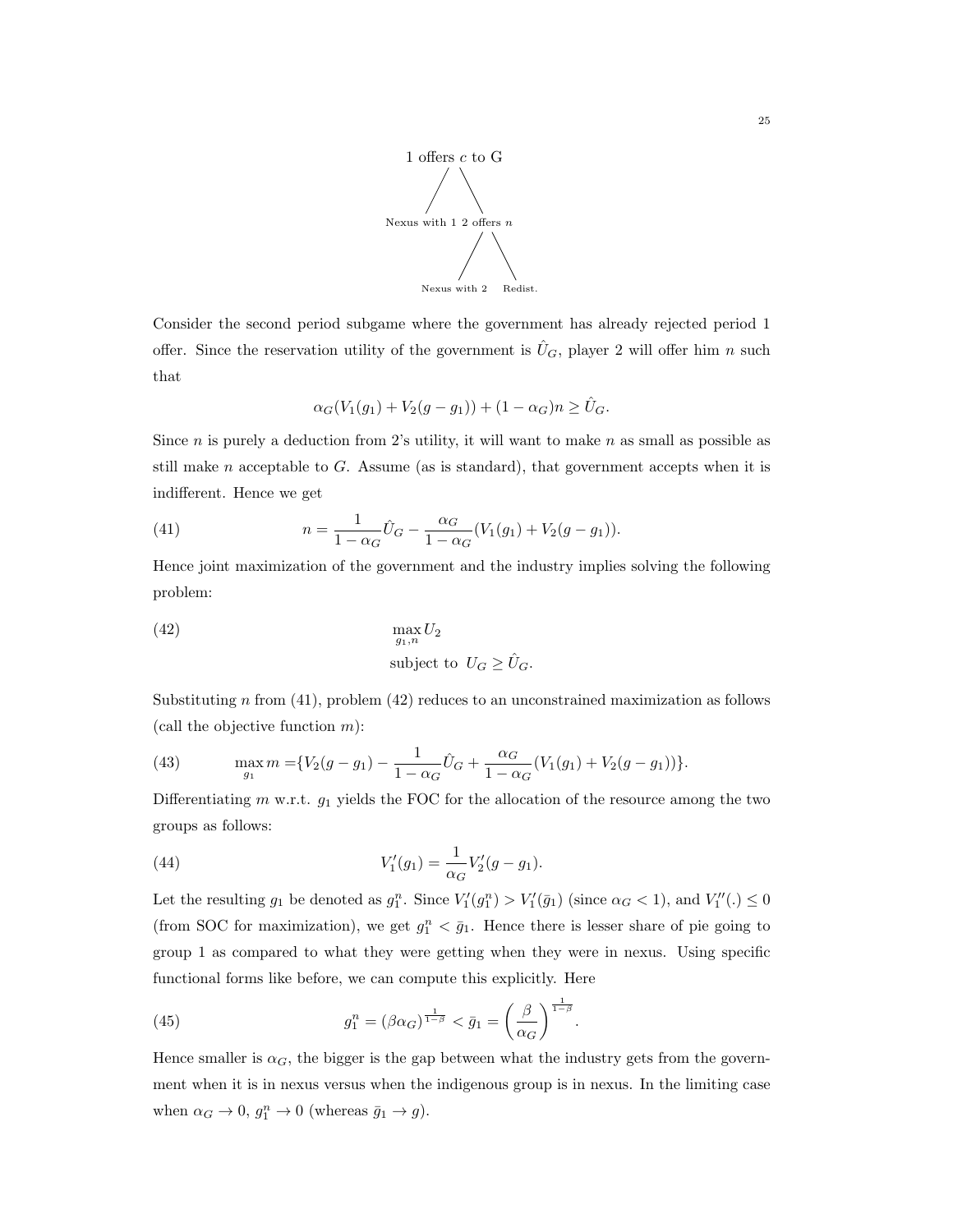1 offers $c$ to G

Nexus with 1 &nbsp;&nbsp; 2 offers $n$

Nexus with 2 &nbsp;&nbsp; Redist.

Consider the second period subgame where the government has already rejected period 1 offer. Since the reservation utility of the government is $\hat{U}_G$, player 2 will offer him $n$ such that

$$\alpha_G(V_1(g_1) + V_2(g - g_1)) + (1 - \alpha_G)n \geq \hat{U}_G.$$

Since $n$ is purely a deduction from 2's utility, it will want to make $n$ as small as possible as still make $n$ acceptable to $G$. Assume (as is standard), that government accepts when it is indifferent. Hence we get

$$n = \frac{1}{1 - \alpha_G}\hat{U}_G - \frac{\alpha_G}{1 - \alpha_G}(V_1(g_1) + V_2(g - g_1)). \tag{41}$$

Hence joint maximization of the government and the industry implies solving the following problem:

$$\max_{g_1, n} U_2 \quad \text{subject to } U_G \geq \hat{U}_G. \tag{42}$$

Substituting $n$ from (41), problem (42) reduces to an unconstrained maximization as follows (call the objective function $m$):

$$\max_{g_1} m = \{V_2(g - g_1) - \frac{1}{1 - \alpha_G}\hat{U}_G + \frac{\alpha_G}{1 - \alpha_G}(V_1(g_1) + V_2(g - g_1))\}. \tag{43}$$

Differentiating $m$ w.r.t. $g_1$ yields the FOC for the allocation of the resource among the two groups as follows:

$$V_1'(g_1) = \frac{1}{\alpha_G}V_2'(g - g_1). \tag{44}$$

Let the resulting $g_1$ be denoted as $g_1^n$. Since $V_1'(g_1^n) > V_1'(\bar{g}_1)$ (since $\alpha_G < 1$), and $V_1''(.) \leq 0$ (from SOC for maximization), we get $g_1^n < \bar{g}_1$. Hence there is lesser share of pie going to group 1 as compared to what they were getting when they were in nexus. Using specific functional forms like before, we can compute this explicitly. Here

$$g_1^n = (\beta\alpha_G)^{\frac{1}{1-\beta}} < \bar{g}_1 = \left(\frac{\beta}{\alpha_G}\right)^{\frac{1}{1-\beta}}. \tag{45}$$

Hence smaller is $\alpha_G$, the bigger is the gap between what the industry gets from the government when it is in nexus versus when the indigenous group is in nexus. In the limiting case when $\alpha_G \to 0$, $g_1^n \to 0$ (whereas $\bar{g}_1 \to g$).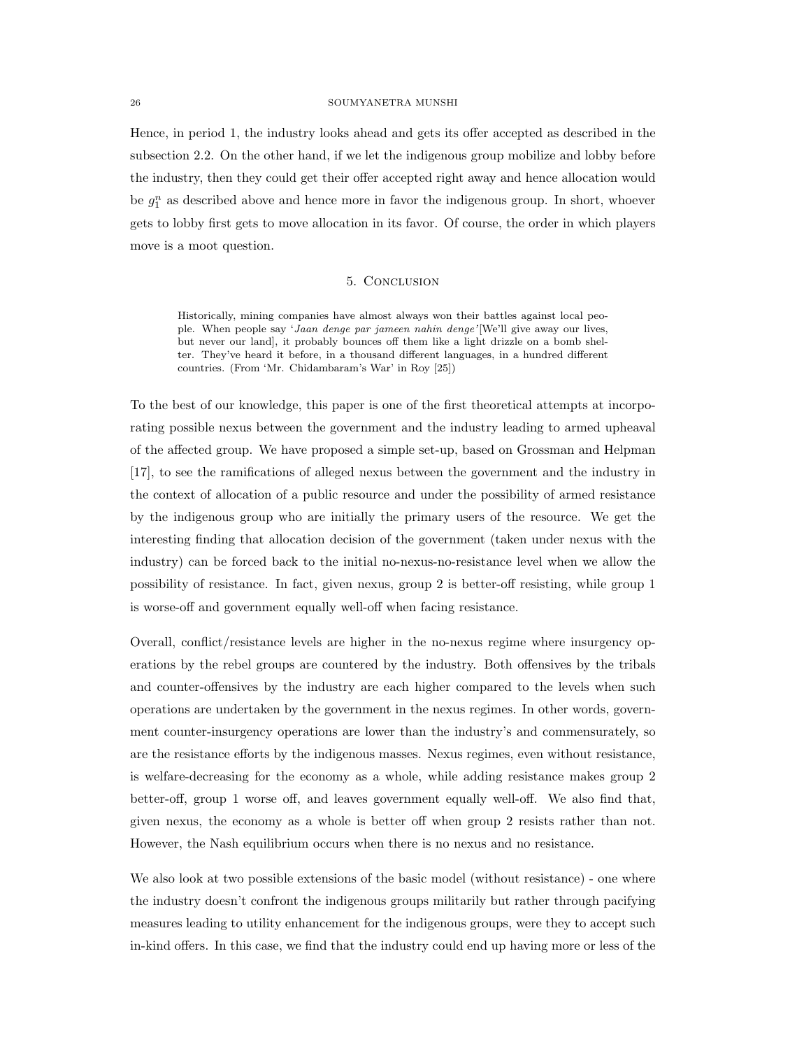Hence, in period 1, the industry looks ahead and gets its offer accepted as described in the subsection 2.2. On the other hand, if we let the indigenous group mobilize and lobby before the industry, then they could get their offer accepted right away and hence allocation would be $g_1^n$ as described above and hence more in favor the indigenous group. In short, whoever gets to lobby first gets to move allocation in its favor. Of course, the order in which players move is a moot question.

## 5. Conclusion

> Historically, mining companies have almost always won their battles against local people. When people say '*Jaan denge par jameen nahin denge*'[We'll give away our lives, but never our land], it probably bounces off them like a light drizzle on a bomb shelter. They've heard it before, in a thousand different languages, in a hundred different countries. (From 'Mr. Chidambaram's War' in Roy [25])

To the best of our knowledge, this paper is one of the first theoretical attempts at incorporating possible nexus between the government and the industry leading to armed upheaval of the affected group. We have proposed a simple set-up, based on Grossman and Helpman [17], to see the ramifications of alleged nexus between the government and the industry in the context of allocation of a public resource and under the possibility of armed resistance by the indigenous group who are initially the primary users of the resource. We get the interesting finding that allocation decision of the government (taken under nexus with the industry) can be forced back to the initial no-nexus-no-resistance level when we allow the possibility of resistance. In fact, given nexus, group 2 is better-off resisting, while group 1 is worse-off and government equally well-off when facing resistance.

Overall, conflict/resistance levels are higher in the no-nexus regime where insurgency operations by the rebel groups are countered by the industry. Both offensives by the tribals and counter-offensives by the industry are each higher compared to the levels when such operations are undertaken by the government in the nexus regimes. In other words, government counter-insurgency operations are lower than the industry's and commensurately, so are the resistance efforts by the indigenous masses. Nexus regimes, even without resistance, is welfare-decreasing for the economy as a whole, while adding resistance makes group 2 better-off, group 1 worse off, and leaves government equally well-off. We also find that, given nexus, the economy as a whole is better off when group 2 resists rather than not. However, the Nash equilibrium occurs when there is no nexus and no resistance.

We also look at two possible extensions of the basic model (without resistance) - one where the industry doesn't confront the indigenous groups militarily but rather through pacifying measures leading to utility enhancement for the indigenous groups, were they to accept such in-kind offers. In this case, we find that the industry could end up having more or less of the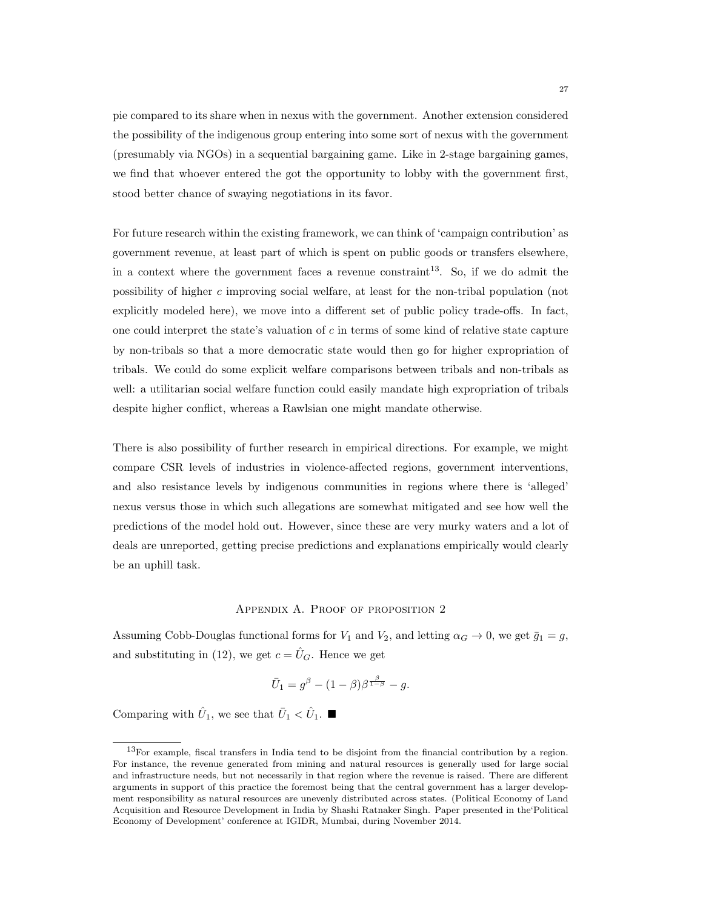pie compared to its share when in nexus with the government. Another extension considered the possibility of the indigenous group entering into some sort of nexus with the government (presumably via NGOs) in a sequential bargaining game. Like in 2-stage bargaining games, we find that whoever entered the got the opportunity to lobby with the government first, stood better chance of swaying negotiations in its favor.

For future research within the existing framework, we can think of 'campaign contribution' as government revenue, at least part of which is spent on public goods or transfers elsewhere, in a context where the government faces a revenue constraint[13]. So, if we do admit the possibility of higher $c$ improving social welfare, at least for the non-tribal population (not explicitly modeled here), we move into a different set of public policy trade-offs. In fact, one could interpret the state's valuation of $c$ in terms of some kind of relative state capture by non-tribals so that a more democratic state would then go for higher expropriation of tribals. We could do some explicit welfare comparisons between tribals and non-tribals as well: a utilitarian social welfare function could easily mandate high expropriation of tribals despite higher conflict, whereas a Rawlsian one might mandate otherwise.

There is also possibility of further research in empirical directions. For example, we might compare CSR levels of industries in violence-affected regions, government interventions, and also resistance levels by indigenous communities in regions where there is 'alleged' nexus versus those in which such allegations are somewhat mitigated and see how well the predictions of the model hold out. However, since these are very murky waters and a lot of deals are unreported, getting precise predictions and explanations empirically would clearly be an uphill task.

## Appendix A. Proof of proposition 2

Assuming Cobb-Douglas functional forms for $V_1$ and $V_2$, and letting $\alpha_G \to 0$, we get $\bar{g}_1 = g$, and substituting in (12), we get $c = \hat{U}_G$. Hence we get

$$\bar{U}_1 = g^{\beta} - (1-\beta)\beta^{\frac{\beta}{1-\beta}} - g.$$

Comparing with $\hat{U}_1$, we see that $\bar{U}_1 < \hat{U}_1$. ■

[13] For example, fiscal transfers in India tend to be disjoint from the financial contribution by a region. For instance, the revenue generated from mining and natural resources is generally used for large social and infrastructure needs, but not necessarily in that region where the revenue is raised. There are different arguments in support of this practice the foremost being that the central government has a larger development responsibility as natural resources are unevenly distributed across states. (Political Economy of Land Acquisition and Resource Development in India by Shashi Ratnaker Singh. Paper presented in the'Political Economy of Development' conference at IGIDR, Mumbai, during November 2014.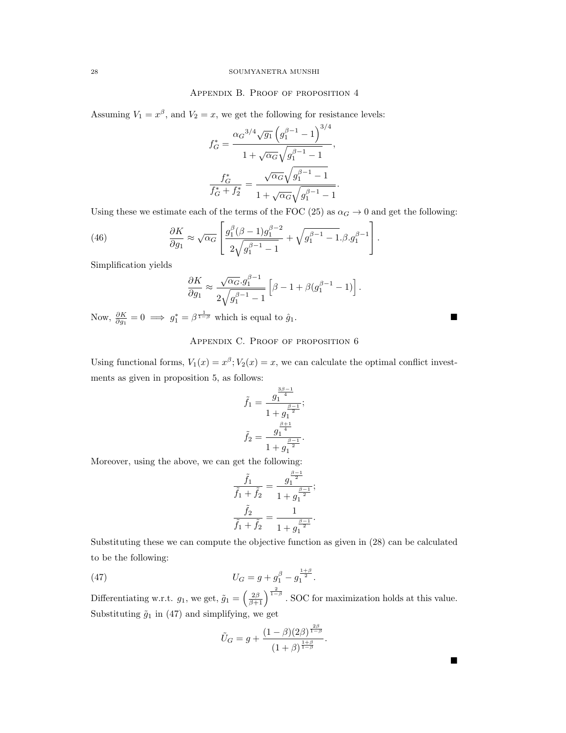## Appendix B. Proof of proposition 4

Assuming $V_1 = x^\beta$, and $V_2 = x$, we get the following for resistance levels:

$$f_G^* = \frac{{\alpha_G}^{3/4}\sqrt{g_1}\left(g_1^{\beta-1}-1\right)^{3/4}}{1+\sqrt{\alpha_G}\sqrt{g_1^{\beta-1}-1}},$$

$$\frac{f_G^*}{f_G^*+f_2^*} = \frac{\sqrt{\alpha_G}\sqrt{g_1^{\beta-1}-1}}{1+\sqrt{\alpha_G}\sqrt{g_1^{\beta-1}-1}}.$$

Using these we estimate each of the terms of the FOC (25) as $\alpha_G \to 0$ and get the following:

$$\frac{\partial K}{\partial g_1} \approx \sqrt{\alpha_G}\left[\frac{g_1^\beta(\beta-1)g_1^{\beta-2}}{2\sqrt{g_1^{\beta-1}-1}} + \sqrt{g_1^{\beta-1}-1}.\beta.g_1^{\beta-1}\right]. \tag{46}$$

Simplification yields

$$\frac{\partial K}{\partial g_1} \approx \frac{\sqrt{\alpha_G}.g_1^{\beta-1}}{2\sqrt{g_1^{\beta-1}-1}}\left[\beta-1+\beta(g_1^{\beta-1}-1)\right].$$

Now, $\frac{\partial K}{\partial g_1} = 0 \implies g_1^* = \beta^{\frac{1}{1-\beta}}$ which is equal to $\hat{g}_1$. ∎

## Appendix C. Proof of proposition 6

Using functional forms, $V_1(x) = x^\beta; V_2(x) = x$, we can calculate the optimal conflict investments as given in proposition 5, as follows:

$$\tilde{f}_1 = \frac{g_1^{\frac{3\beta-1}{4}}}{1+g_1^{\frac{\beta-1}{2}}};$$

$$\tilde{f}_2 = \frac{g_1^{\frac{\beta+1}{4}}}{1+g_1^{\frac{\beta-1}{2}}}.$$

Moreover, using the above, we can get the following:

$$\frac{\tilde{f}_1}{\tilde{f}_1+\tilde{f}_2} = \frac{g_1^{\frac{\beta-1}{2}}}{1+g_1^{\frac{\beta-1}{2}}};$$

$$\frac{\tilde{f}_2}{\tilde{f}_1+\tilde{f}_2} = \frac{1}{1+g_1^{\frac{\beta-1}{2}}}.$$

Substituting these we can compute the objective function as given in (28) can be calculated to be the following:

$$U_G = g + g_1^\beta - g_1^{\frac{1+\beta}{2}}. \tag{47}$$

Differentiating w.r.t. $g_1$, we get, $\tilde{g}_1 = \left(\frac{2\beta}{\beta+1}\right)^{\frac{2}{1-\beta}}$. SOC for maximization holds at this value. Substituting $\tilde{g}_1$ in (47) and simplifying, we get

$$\tilde{U_G} = g + \frac{(1-\beta)(2\beta)^{\frac{2\beta}{1-\beta}}}{(1+\beta)^{\frac{1+\beta}{1-\beta}}}.$$

∎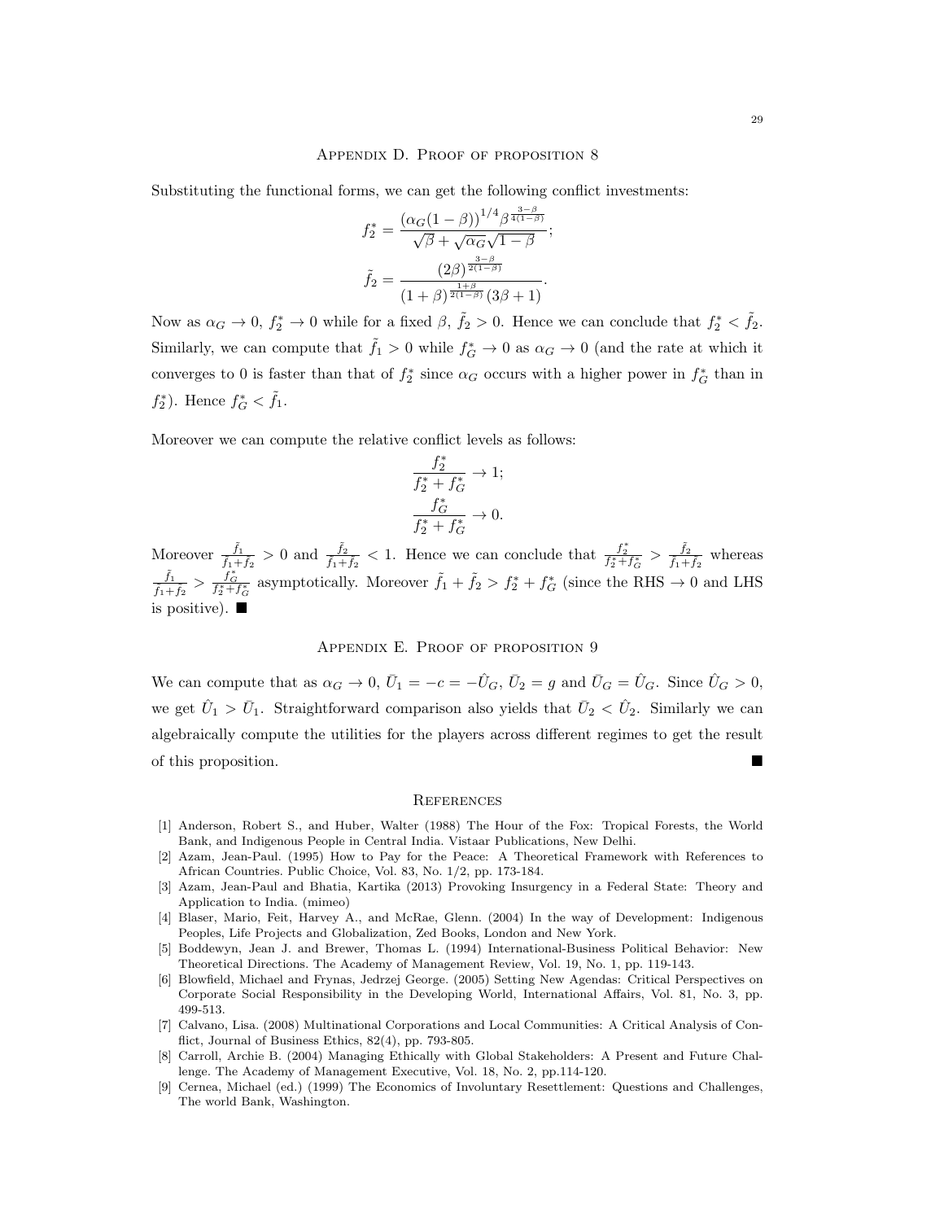## Appendix D. Proof of proposition 8

Substituting the functional forms, we can get the following conflict investments:

$$f_2^* = \frac{(\alpha_G(1-\beta))^{1/4}\beta^{\frac{3-\beta}{4(1-\beta)}}}{\sqrt{\beta}+\sqrt{\alpha_G}\sqrt{1-\beta}};$$

$$\tilde{f}_2 = \frac{(2\beta)^{\frac{3-\beta}{2(1-\beta)}}}{(1+\beta)^{\frac{1+\beta}{2(1-\beta)}}(3\beta+1)}.$$

Now as $\alpha_G \to 0$, $f_2^* \to 0$ while for a fixed $\beta$, $\tilde{f}_2 > 0$. Hence we can conclude that $f_2^* < \tilde{f}_2$. Similarly, we can compute that $\tilde{f}_1 > 0$ while $f_G^* \to 0$ as $\alpha_G \to 0$ (and the rate at which it converges to 0 is faster than that of $f_2^*$ since $\alpha_G$ occurs with a higher power in $f_G^*$ than in $f_2^*$). Hence $f_G^* < \tilde{f}_1$.

Moreover we can compute the relative conflict levels as follows:

$$\frac{f_2^*}{f_2^*+f_G^*} \to 1;$$

$$\frac{f_G^*}{f_2^*+f_G^*} \to 0.$$

Moreover $\frac{\tilde{f}_1}{\tilde{f}_1+\tilde{f}_2} > 0$ and $\frac{\tilde{f}_2}{\tilde{f}_1+\tilde{f}_2} < 1$. Hence we can conclude that $\frac{f_2^*}{f_2^*+f_G^*} > \frac{\tilde{f}_2}{\tilde{f}_1+\tilde{f}_2}$ whereas $\frac{\tilde{f}_1}{\tilde{f}_1+\tilde{f}_2} > \frac{f_G^*}{f_2^*+f_G^*}$ asymptotically. Moreover $\tilde{f}_1+\tilde{f}_2 > f_2^*+f_G^*$ (since the RHS $\to 0$ and LHS is positive). ■

## Appendix E. Proof of proposition 9

We can compute that as $\alpha_G \to 0$, $\bar{U}_1 = -c = -\hat{U}_G$, $\bar{U}_2 = g$ and $\bar{U}_G = \hat{U}_G$. Since $\hat{U}_G > 0$, we get $\hat{U}_1 > \bar{U}_1$. Straightforward comparison also yields that $\bar{U}_2 < \hat{U}_2$. Similarly we can algebraically compute the utilities for the players across different regimes to get the result of this proposition. ■

## References

[1] Anderson, Robert S., and Huber, Walter (1988) The Hour of the Fox: Tropical Forests, the World Bank, and Indigenous People in Central India. Vistaar Publications, New Delhi.

[2] Azam, Jean-Paul. (1995) How to Pay for the Peace: A Theoretical Framework with References to African Countries. Public Choice, Vol. 83, No. 1/2, pp. 173-184.

[3] Azam, Jean-Paul and Bhatia, Kartika (2013) Provoking Insurgency in a Federal State: Theory and Application to India. (mimeo)

[4] Blaser, Mario, Feit, Harvey A., and McRae, Glenn. (2004) In the way of Development: Indigenous Peoples, Life Projects and Globalization, Zed Books, London and New York.

[5] Boddewyn, Jean J. and Brewer, Thomas L. (1994) International-Business Political Behavior: New Theoretical Directions. The Academy of Management Review, Vol. 19, No. 1, pp. 119-143.

[6] Blowfield, Michael and Frynas, Jedrzej George. (2005) Setting New Agendas: Critical Perspectives on Corporate Social Responsibility in the Developing World, International Affairs, Vol. 81, No. 3, pp. 499-513.

[7] Calvano, Lisa. (2008) Multinational Corporations and Local Communities: A Critical Analysis of Conflict, Journal of Business Ethics, 82(4), pp. 793-805.

[8] Carroll, Archie B. (2004) Managing Ethically with Global Stakeholders: A Present and Future Challenge. The Academy of Management Executive, Vol. 18, No. 2, pp.114-120.

[9] Cernea, Michael (ed.) (1999) The Economics of Involuntary Resettlement: Questions and Challenges, The world Bank, Washington.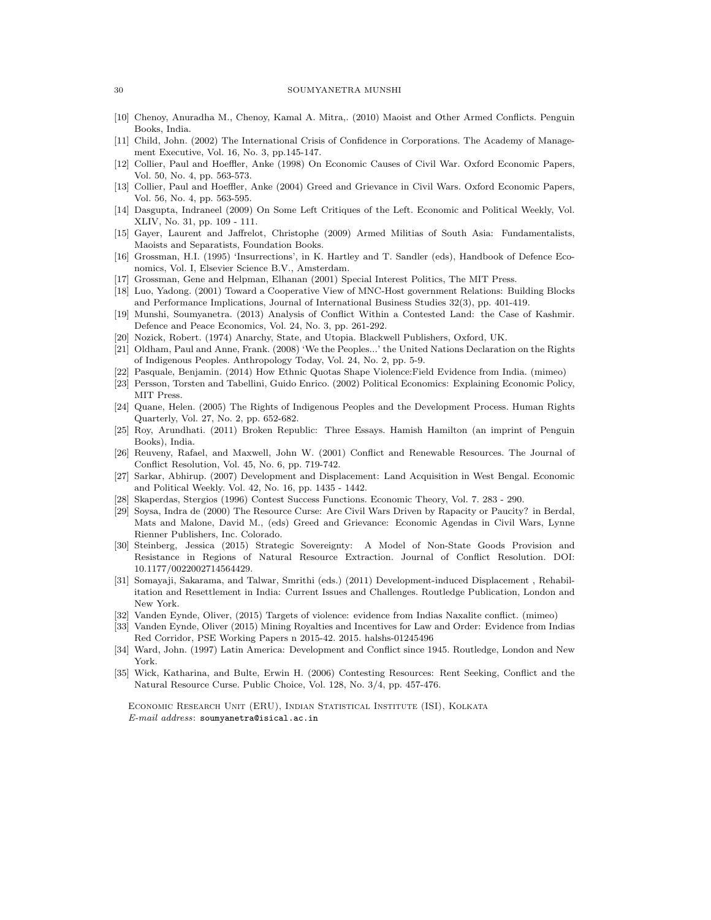[10] Chenoy, Anuradha M., Chenoy, Kamal A. Mitra,. (2010) Maoist and Other Armed Conflicts. Penguin Books, India.

[11] Child, John. (2002) The International Crisis of Confidence in Corporations. The Academy of Management Executive, Vol. 16, No. 3, pp.145-147.

[12] Collier, Paul and Hoeffler, Anke (1998) On Economic Causes of Civil War. Oxford Economic Papers, Vol. 50, No. 4, pp. 563-573.

[13] Collier, Paul and Hoeffler, Anke (2004) Greed and Grievance in Civil Wars. Oxford Economic Papers, Vol. 56, No. 4, pp. 563-595.

[14] Dasgupta, Indraneel (2009) On Some Left Critiques of the Left. Economic and Political Weekly, Vol. XLIV, No. 31, pp. 109 - 111.

[15] Gayer, Laurent and Jaffrelot, Christophe (2009) Armed Militias of South Asia: Fundamentalists, Maoists and Separatists, Foundation Books.

[16] Grossman, H.I. (1995) 'Insurrections', in K. Hartley and T. Sandler (eds), Handbook of Defence Economics, Vol. I, Elsevier Science B.V., Amsterdam.

[17] Grossman, Gene and Helpman, Elhanan (2001) Special Interest Politics, The MIT Press.

[18] Luo, Yadong. (2001) Toward a Cooperative View of MNC-Host government Relations: Building Blocks and Performance Implications, Journal of International Business Studies 32(3), pp. 401-419.

[19] Munshi, Soumyanetra. (2013) Analysis of Conflict Within a Contested Land: the Case of Kashmir. Defence and Peace Economics, Vol. 24, No. 3, pp. 261-292.

[20] Nozick, Robert. (1974) Anarchy, State, and Utopia. Blackwell Publishers, Oxford, UK.

[21] Oldham, Paul and Anne, Frank. (2008) 'We the Peoples...' the United Nations Declaration on the Rights of Indigenous Peoples. Anthropology Today, Vol. 24, No. 2, pp. 5-9.

[22] Pasquale, Benjamin. (2014) How Ethnic Quotas Shape Violence:Field Evidence from India. (mimeo)

[23] Persson, Torsten and Tabellini, Guido Enrico. (2002) Political Economics: Explaining Economic Policy, MIT Press.

[24] Quane, Helen. (2005) The Rights of Indigenous Peoples and the Development Process. Human Rights Quarterly, Vol. 27, No. 2, pp. 652-682.

[25] Roy, Arundhati. (2011) Broken Republic: Three Essays. Hamish Hamilton (an imprint of Penguin Books), India.

[26] Reuveny, Rafael, and Maxwell, John W. (2001) Conflict and Renewable Resources. The Journal of Conflict Resolution, Vol. 45, No. 6, pp. 719-742.

[27] Sarkar, Abhirup. (2007) Development and Displacement: Land Acquisition in West Bengal. Economic and Political Weekly. Vol. 42, No. 16, pp. 1435 - 1442.

[28] Skaperdas, Stergios (1996) Contest Success Functions. Economic Theory, Vol. 7. 283 - 290.

[29] Soysa, Indra de (2000) The Resource Curse: Are Civil Wars Driven by Rapacity or Paucity? in Berdal, Mats and Malone, David M., (eds) Greed and Grievance: Economic Agendas in Civil Wars, Lynne Rienner Publishers, Inc. Colorado.

[30] Steinberg, Jessica (2015) Strategic Sovereignty: A Model of Non-State Goods Provision and Resistance in Regions of Natural Resource Extraction. Journal of Conflict Resolution. DOI: 10.1177/0022002714564429.

[31] Somayaji, Sakarama, and Talwar, Smrithi (eds.) (2011) Development-induced Displacement , Rehabilitation and Resettlement in India: Current Issues and Challenges. Routledge Publication, London and New York.

[32] Vanden Eynde, Oliver, (2015) Targets of violence: evidence from Indias Naxalite conflict. (mimeo)

[33] Vanden Eynde, Oliver (2015) Mining Royalties and Incentives for Law and Order: Evidence from Indias Red Corridor, PSE Working Papers n 2015-42. 2015. halshs-01245496

[34] Ward, John. (1997) Latin America: Development and Conflict since 1945. Routledge, London and New York.

[35] Wick, Katharina, and Bulte, Erwin H. (2006) Contesting Resources: Rent Seeking, Conflict and the Natural Resource Curse. Public Choice, Vol. 128, No. 3/4, pp. 457-476.

Economic Research Unit (ERU), Indian Statistical Institute (ISI), Kolkata
*E-mail address*: soumyanetra@isical.ac.in